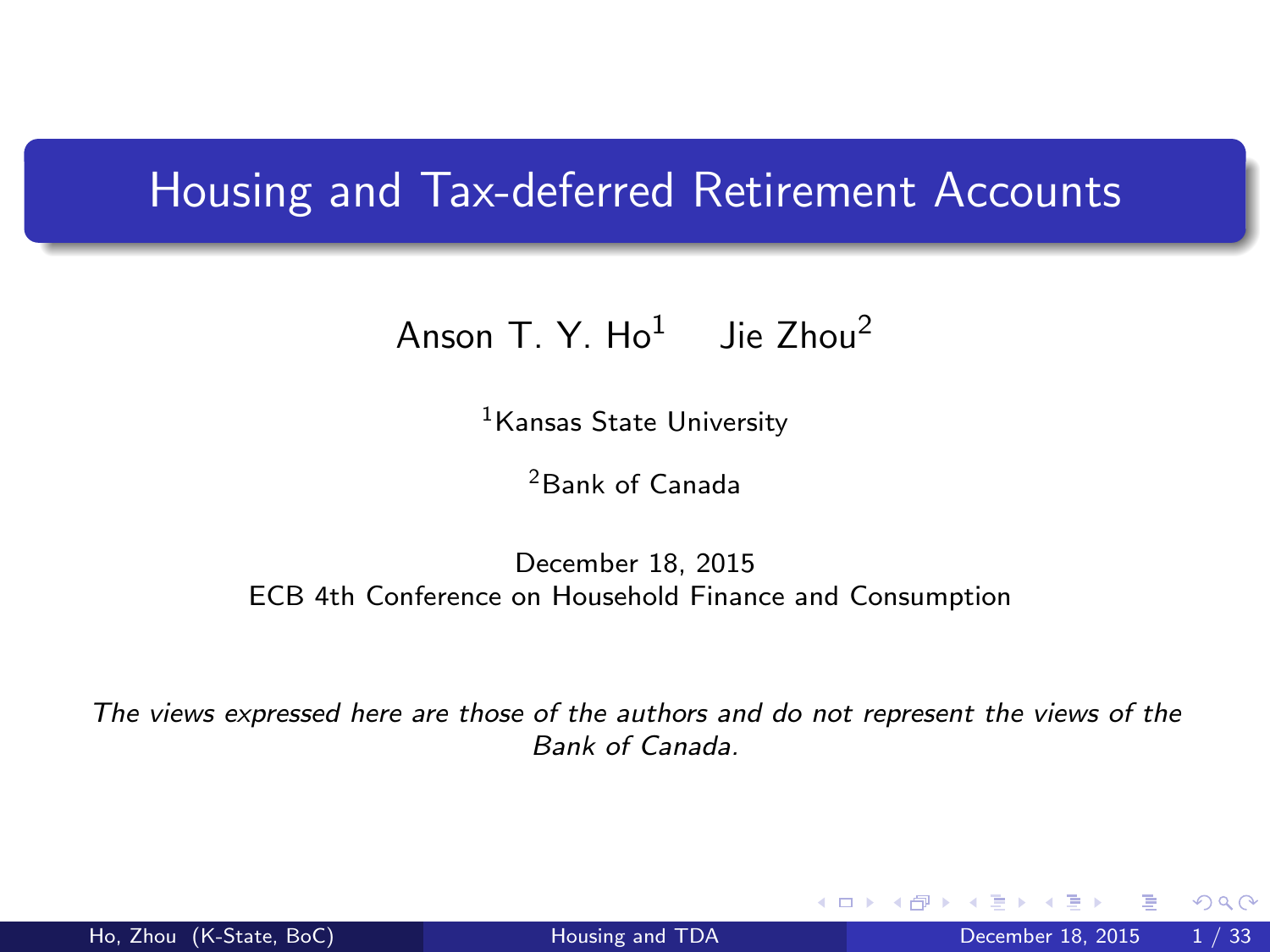# Housing and Tax-deferred Retirement Accounts

Anson T. Y. Ho[1] Jie Zhou[2]

[1]Kansas State University

[2]Bank of Canada

December 18, 2015
ECB 4th Conference on Household Finance and Consumption

*The views expressed here are those of the authors and do not represent the views of the Bank of Canada.*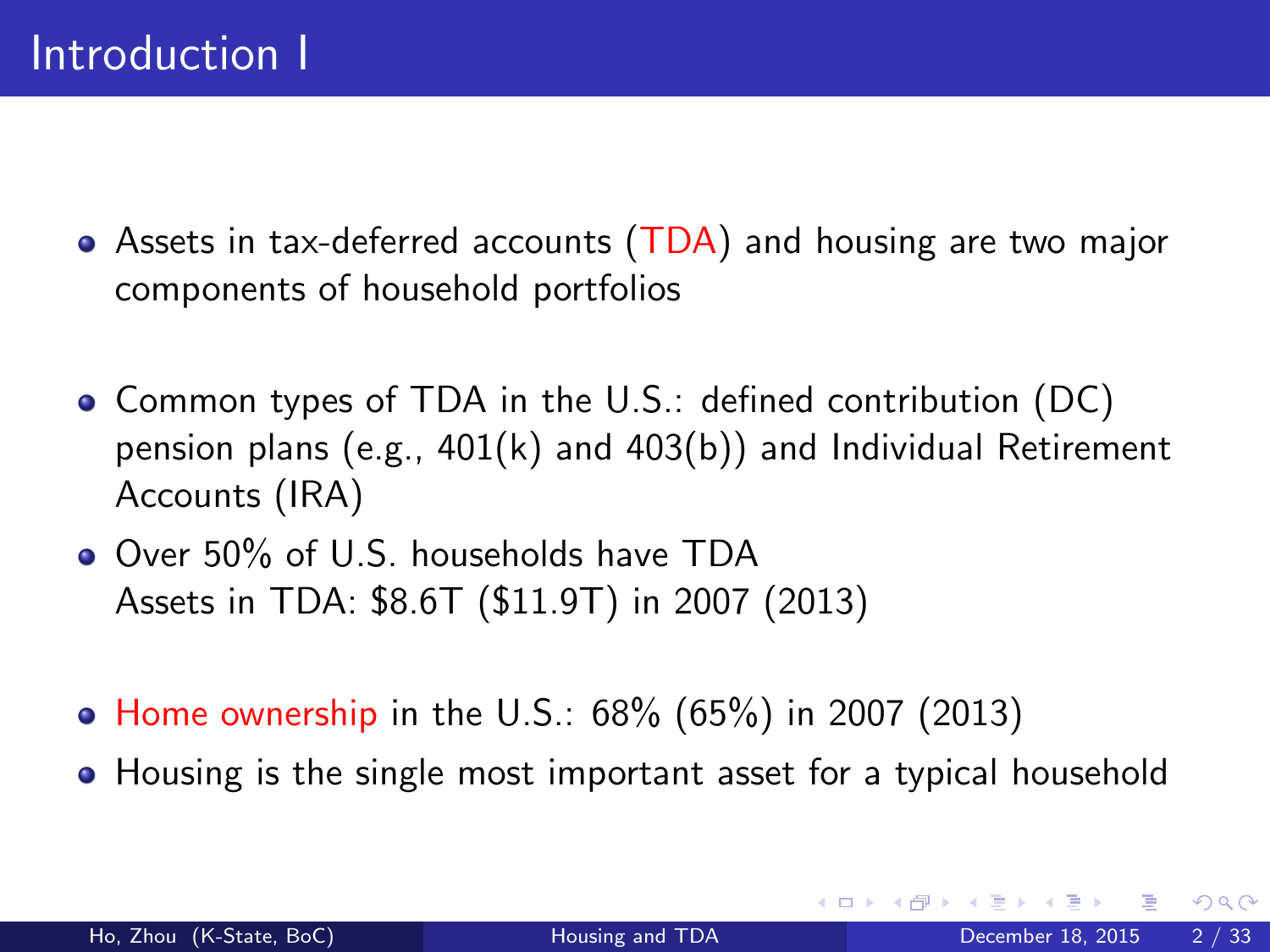# Introduction I

- Assets in tax-deferred accounts (TDA) and housing are two major components of household portfolios
- Common types of TDA in the U.S.: defined contribution (DC) pension plans (e.g., 401(k) and 403(b)) and Individual Retirement Accounts (IRA)
- Over 50% of U.S. households have TDA
  Assets in TDA: \$8.6T (\$11.9T) in 2007 (2013)
- Home ownership in the U.S.: 68% (65%) in 2007 (2013)
- Housing is the single most important asset for a typical household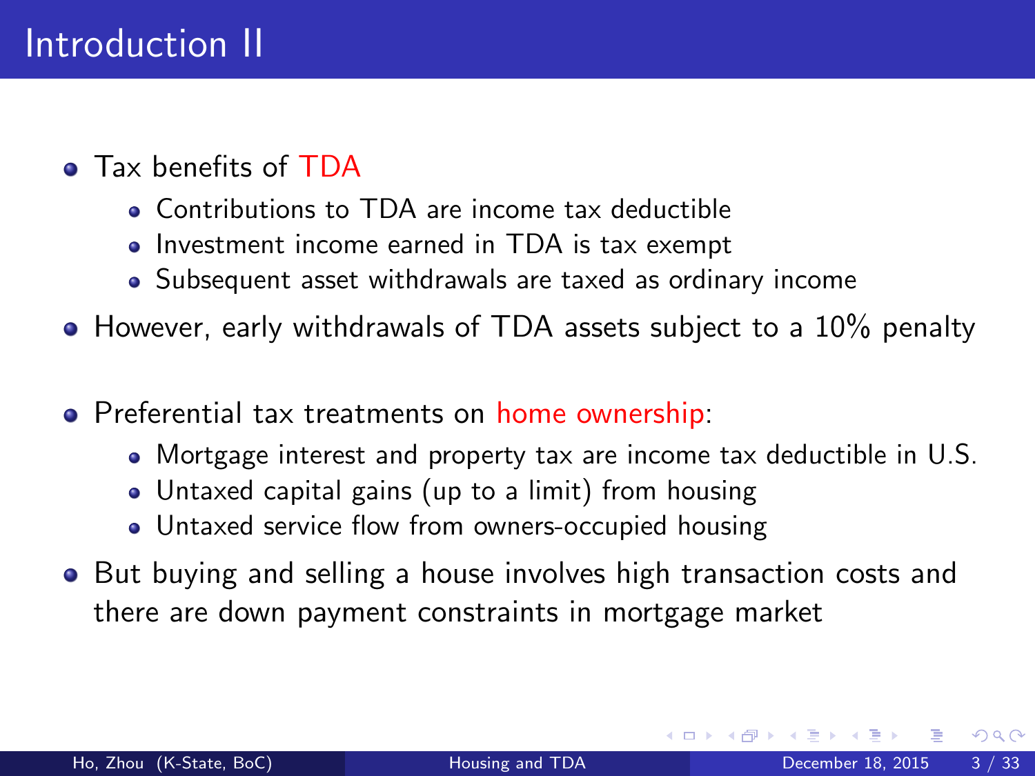# Introduction II

- Tax benefits of TDA
  - Contributions to TDA are income tax deductible
  - Investment income earned in TDA is tax exempt
  - Subsequent asset withdrawals are taxed as ordinary income
- However, early withdrawals of TDA assets subject to a 10% penalty
- Preferential tax treatments on home ownership:
  - Mortgage interest and property tax are income tax deductible in U.S.
  - Untaxed capital gains (up to a limit) from housing
  - Untaxed service flow from owners-occupied housing
- But buying and selling a house involves high transaction costs and there are down payment constraints in mortgage market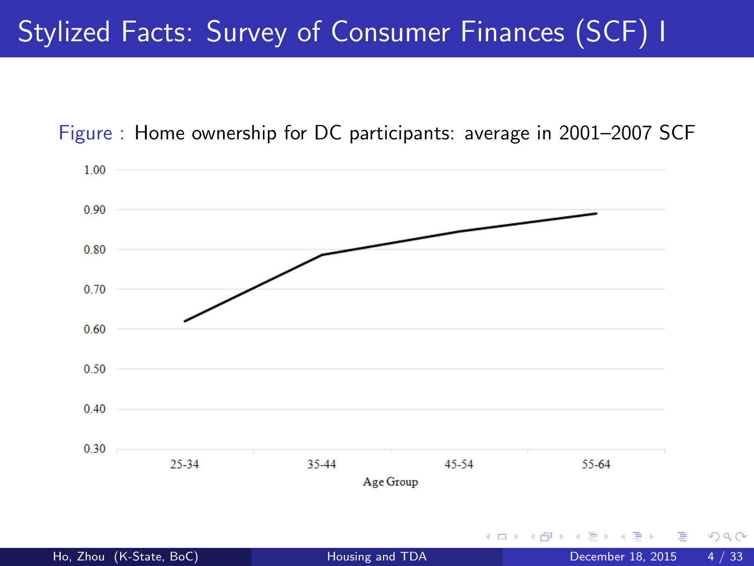# Stylized Facts: Survey of Consumer Finances (SCF) I

Figure : Home ownership for DC participants: average in 2001–2007 SCF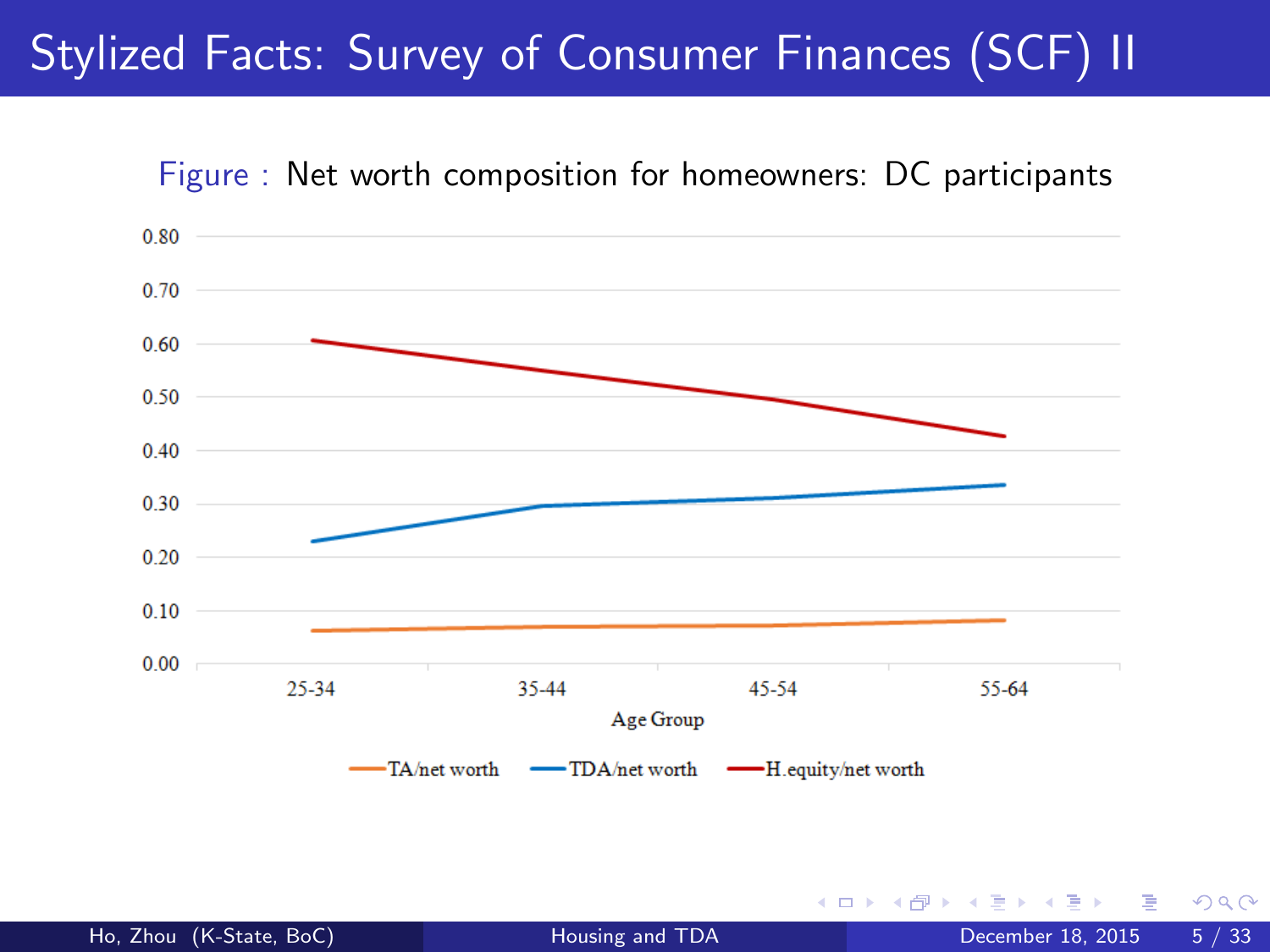# Stylized Facts: Survey of Consumer Finances (SCF) II

Figure : Net worth composition for homeowners: DC participants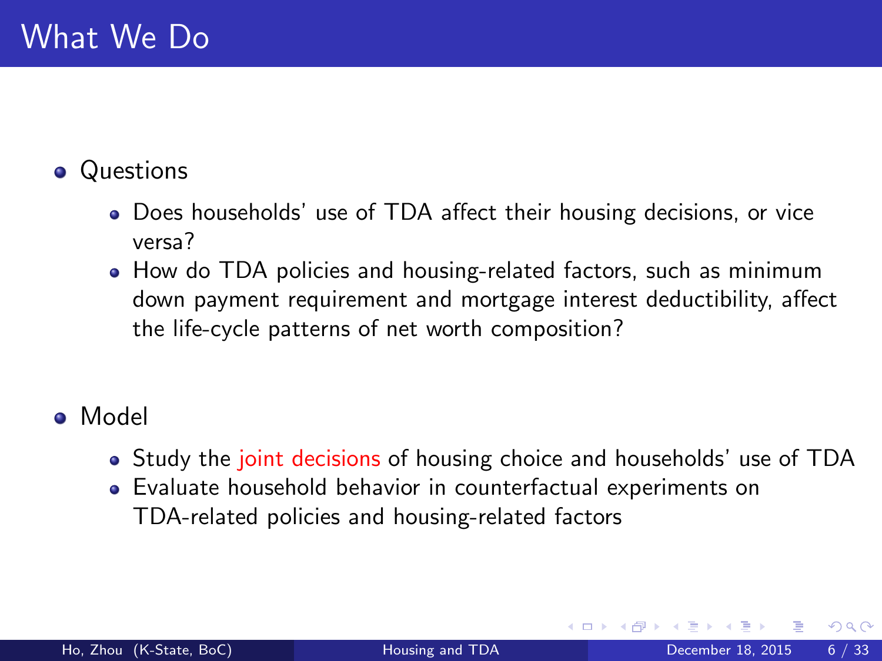# What We Do

- Questions
  - Does households' use of TDA affect their housing decisions, or vice versa?
  - How do TDA policies and housing-related factors, such as minimum down payment requirement and mortgage interest deductibility, affect the life-cycle patterns of net worth composition?

- Model
  - Study the joint decisions of housing choice and households' use of TDA
  - Evaluate household behavior in counterfactual experiments on TDA-related policies and housing-related factors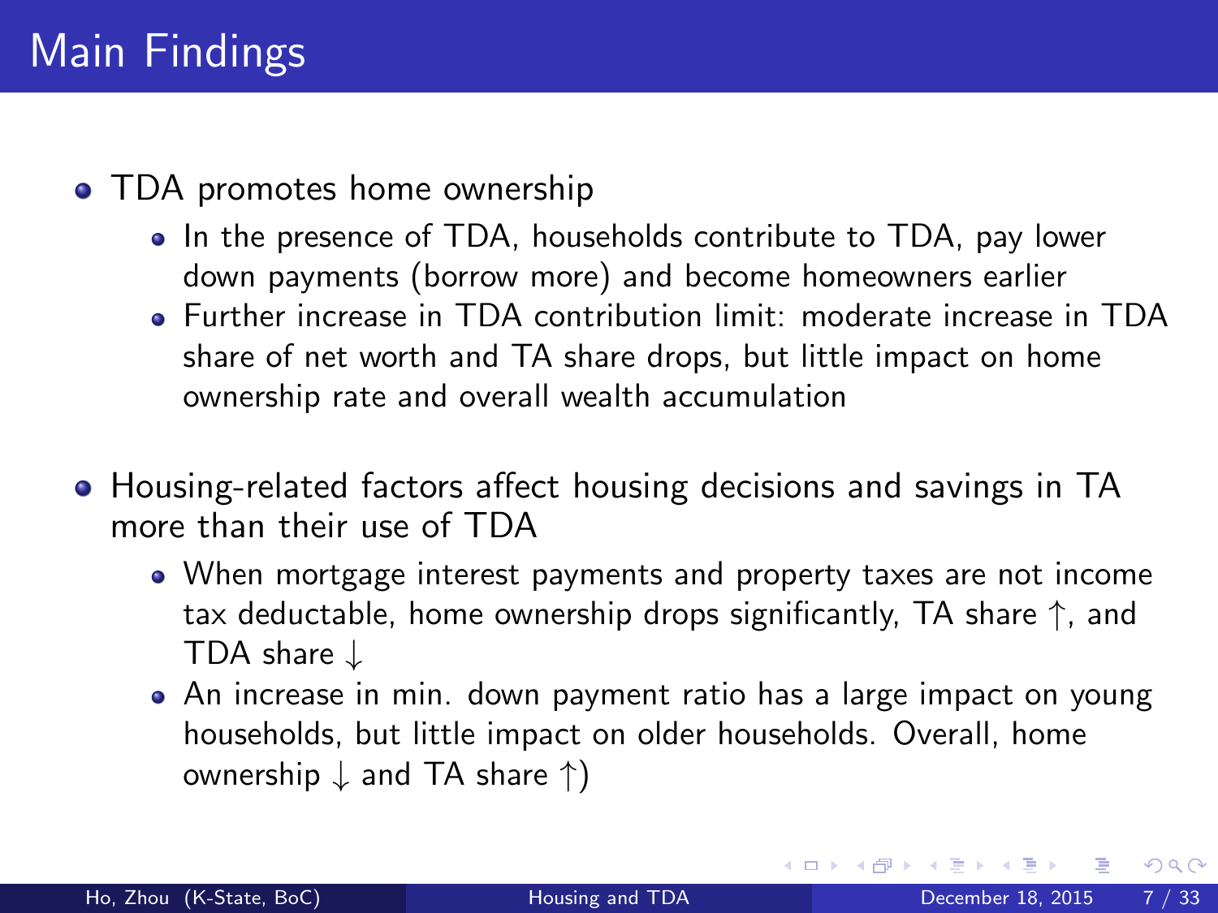# Main Findings

- TDA promotes home ownership
  - In the presence of TDA, households contribute to TDA, pay lower down payments (borrow more) and become homeowners earlier
  - Further increase in TDA contribution limit: moderate increase in TDA share of net worth and TA share drops, but little impact on home ownership rate and overall wealth accumulation
- Housing-related factors affect housing decisions and savings in TA more than their use of TDA
  - When mortgage interest payments and property taxes are not income tax deductable, home ownership drops significantly, TA share $\uparrow$, and TDA share $\downarrow$
  - An increase in min. down payment ratio has a large impact on young households, but little impact on older households. Overall, home ownership $\downarrow$ and TA share $\uparrow$)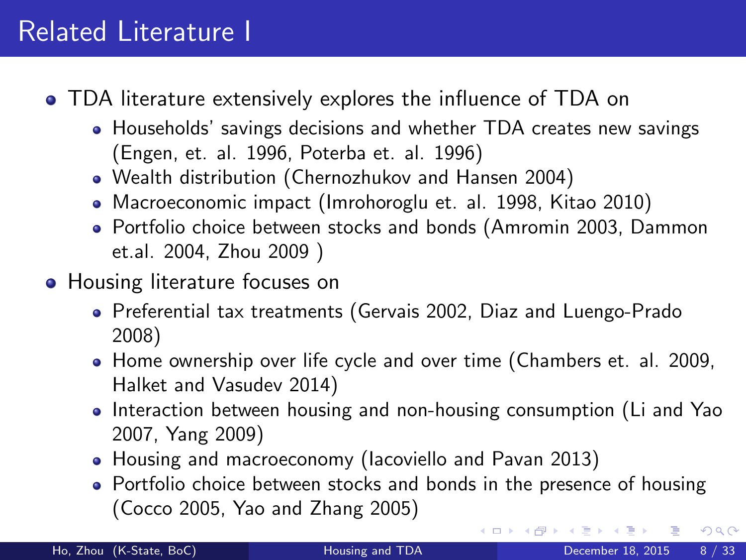# Related Literature I

- TDA literature extensively explores the influence of TDA on
  - Households' savings decisions and whether TDA creates new savings (Engen, et. al. 1996, Poterba et. al. 1996)
  - Wealth distribution (Chernozhukov and Hansen 2004)
  - Macroeconomic impact (Imrohoroglu et. al. 1998, Kitao 2010)
  - Portfolio choice between stocks and bonds (Amromin 2003, Dammon et.al. 2004, Zhou 2009 )
- Housing literature focuses on
  - Preferential tax treatments (Gervais 2002, Diaz and Luengo-Prado 2008)
  - Home ownership over life cycle and over time (Chambers et. al. 2009, Halket and Vasudev 2014)
  - Interaction between housing and non-housing consumption (Li and Yao 2007, Yang 2009)
  - Housing and macroeconomy (Iacoviello and Pavan 2013)
  - Portfolio choice between stocks and bonds in the presence of housing (Cocco 2005, Yao and Zhang 2005)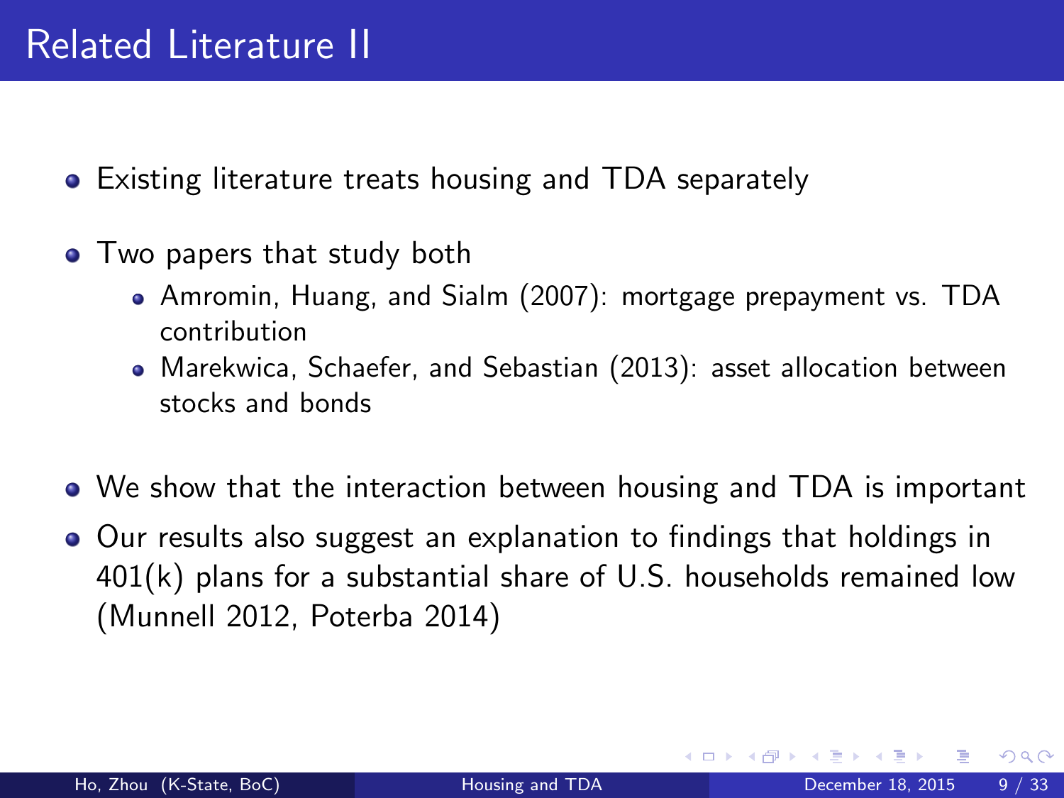# Related Literature II

- Existing literature treats housing and TDA separately
- Two papers that study both
  - Amromin, Huang, and Sialm (2007): mortgage prepayment vs. TDA contribution
  - Marekwica, Schaefer, and Sebastian (2013): asset allocation between stocks and bonds
- We show that the interaction between housing and TDA is important
- Our results also suggest an explanation to findings that holdings in 401(k) plans for a substantial share of U.S. households remained low (Munnell 2012, Poterba 2014)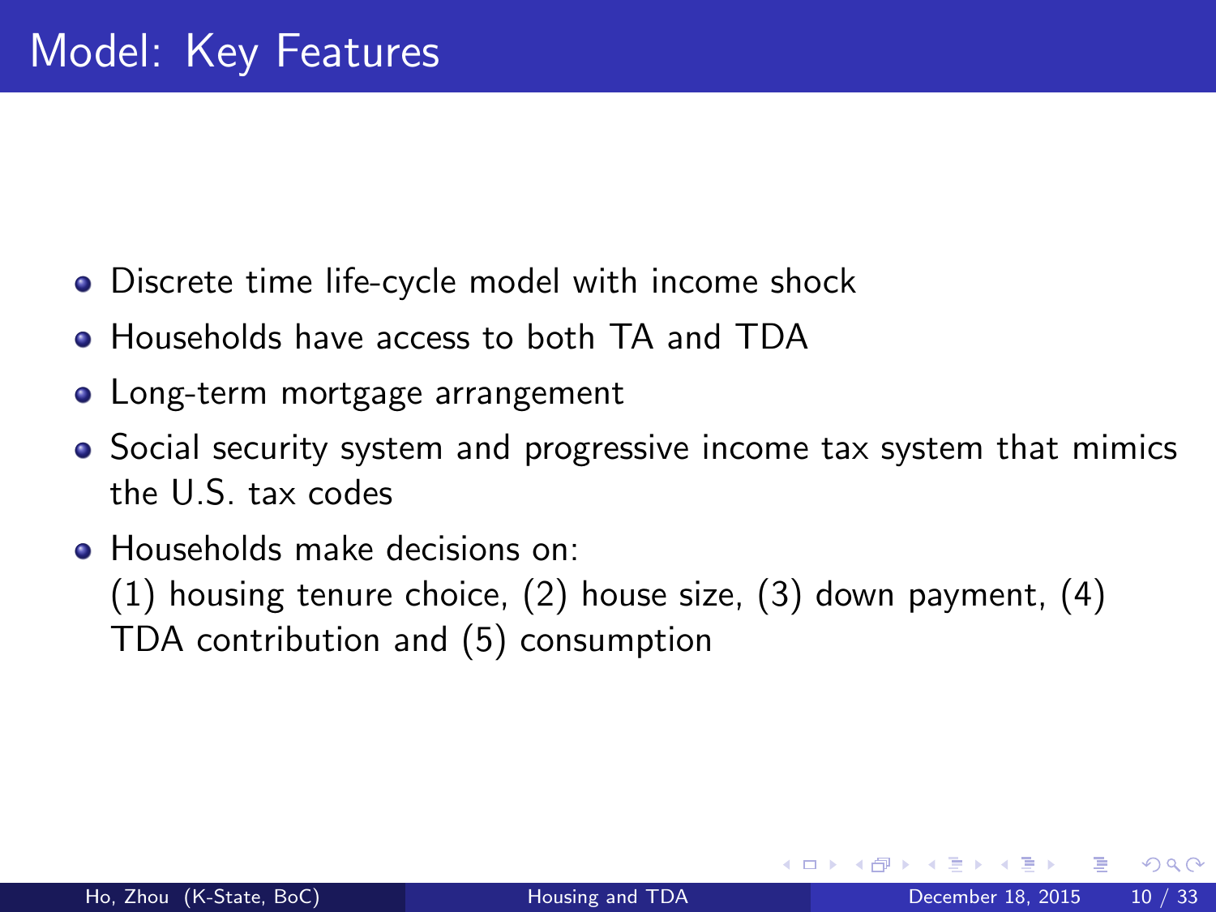# Model: Key Features

- Discrete time life-cycle model with income shock
- Households have access to both TA and TDA
- Long-term mortgage arrangement
- Social security system and progressive income tax system that mimics the U.S. tax codes
- Households make decisions on:
  (1) housing tenure choice, (2) house size, (3) down payment, (4) TDA contribution and (5) consumption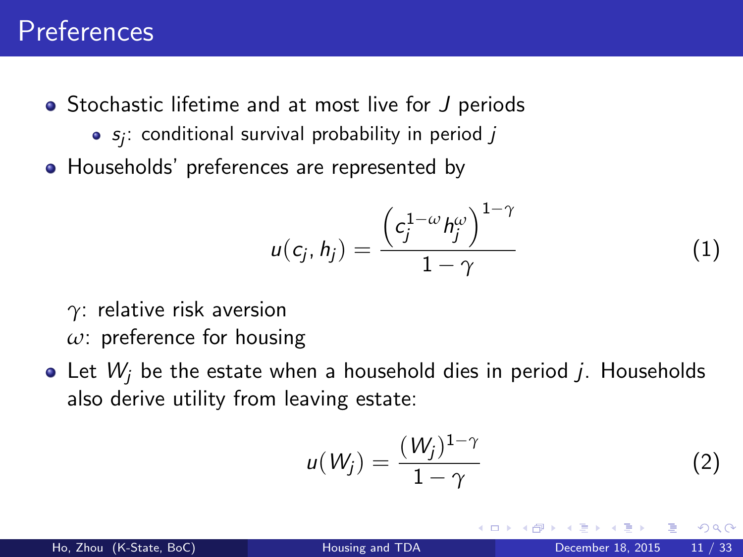# Preferences

- Stochastic lifetime and at most live for $J$ periods
  - $s_j$: conditional survival probability in period $j$
- Households' preferences are represented by

$$u(c_j, h_j) = \frac{\left(c_j^{1-\omega} h_j^{\omega}\right)^{1-\gamma}}{1-\gamma} \tag{1}$$

$\gamma$: relative risk aversion
$\omega$: preference for housing

- Let $W_j$ be the estate when a household dies in period $j$. Households also derive utility from leaving estate:

$$u(W_j) = \frac{(W_j)^{1-\gamma}}{1-\gamma} \tag{2}$$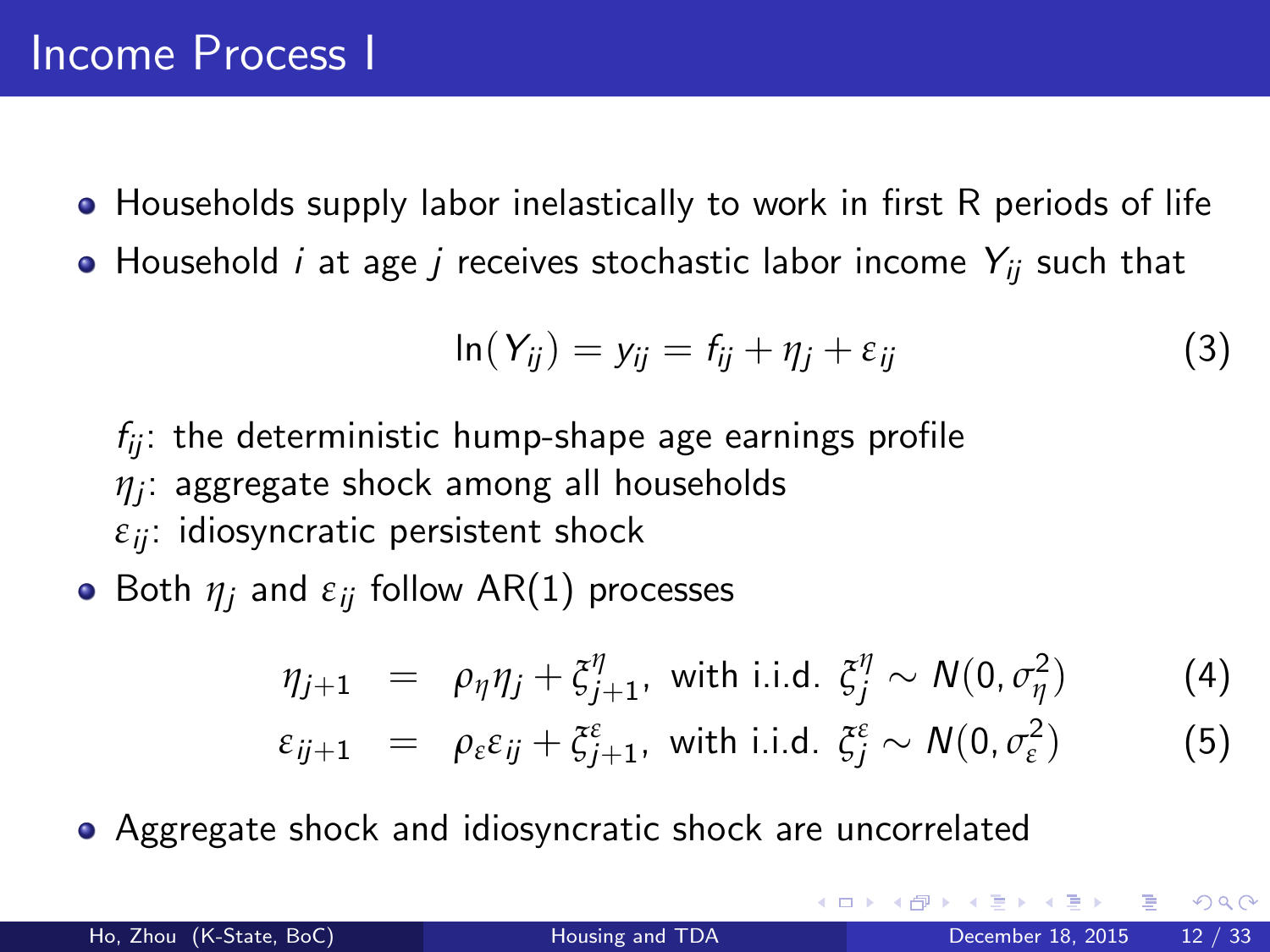# Income Process I

- Households supply labor inelastically to work in first R periods of life
- Household $i$ at age $j$ receives stochastic labor income $Y_{ij}$ such that

$$\ln(Y_{ij}) = y_{ij} = f_{ij} + \eta_j + \varepsilon_{ij} \tag{3}$$

$f_{ij}$: the deterministic hump-shape age earnings profile
$\eta_j$: aggregate shock among all households
$\varepsilon_{ij}$: idiosyncratic persistent shock

- Both $\eta_j$ and $\varepsilon_{ij}$ follow AR(1) processes

$$\eta_{j+1} = \rho_\eta \eta_j + \xi^{\eta}_{j+1}, \text{ with i.i.d. } \xi^{\eta}_j \sim N(0, \sigma^2_\eta) \tag{4}$$

$$\varepsilon_{ij+1} = \rho_\varepsilon \varepsilon_{ij} + \xi^{\varepsilon}_{j+1}, \text{ with i.i.d. } \xi^{\varepsilon}_j \sim N(0, \sigma^2_\varepsilon) \tag{5}$$

- Aggregate shock and idiosyncratic shock are uncorrelated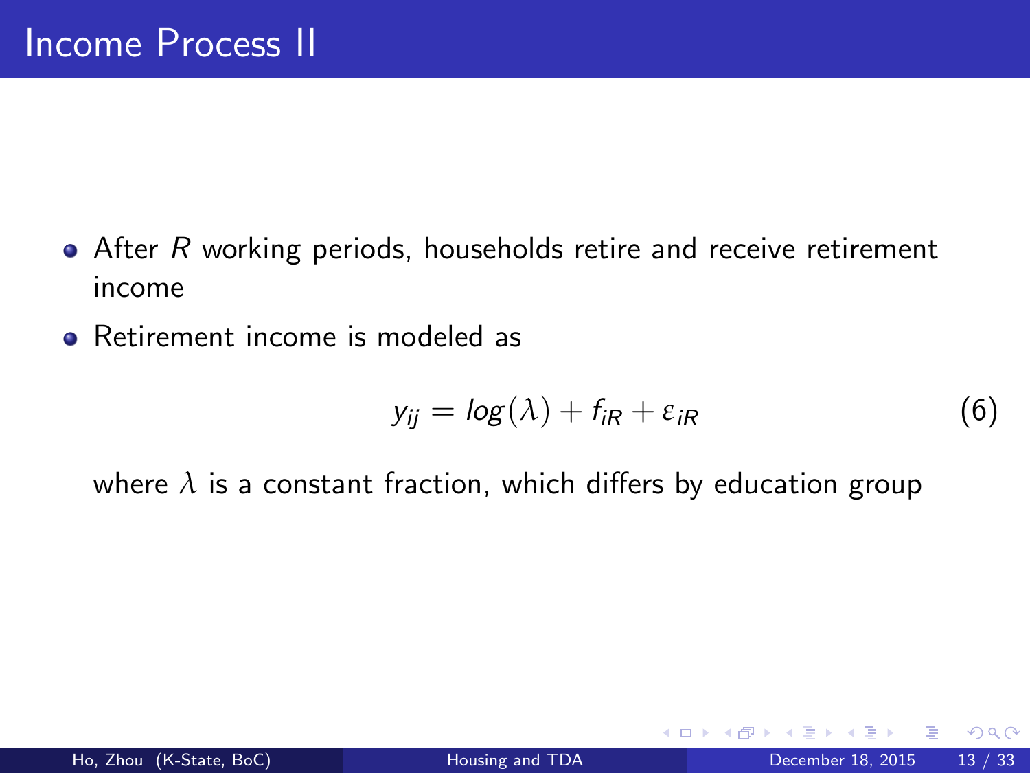# Income Process II

- After $R$ working periods, households retire and receive retirement income
- Retirement income is modeled as

$$y_{ij} = log(\lambda) + f_{iR} + \varepsilon_{iR} \tag{6}$$

where $\lambda$ is a constant fraction, which differs by education group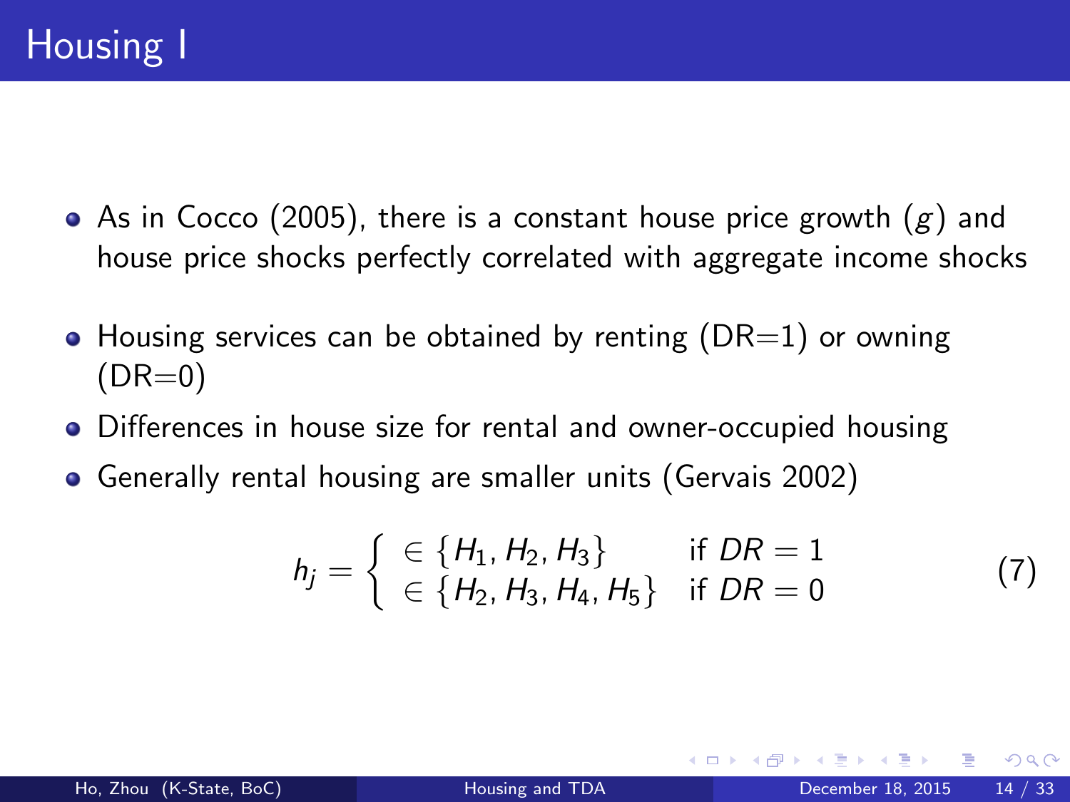# Housing I

- As in Cocco (2005), there is a constant house price growth ($g$) and house price shocks perfectly correlated with aggregate income shocks
- Housing services can be obtained by renting (DR=1) or owning (DR=0)
- Differences in house size for rental and owner-occupied housing
- Generally rental housing are smaller units (Gervais 2002)

$$
h_j = \begin{cases} \in \{H_1, H_2, H_3\} & \text{if } DR = 1 \\ \in \{H_2, H_3, H_4, H_5\} & \text{if } DR = 0 \end{cases} \tag{7}
$$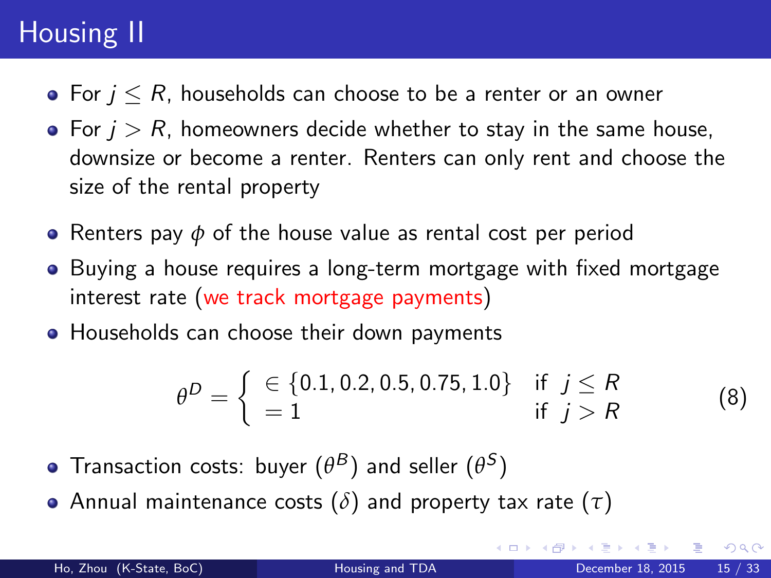# Housing II

- For $j \leq R$, households can choose to be a renter or an owner
- For $j > R$, homeowners decide whether to stay in the same house, downsize or become a renter. Renters can only rent and choose the size of the rental property
- Renters pay $\phi$ of the house value as rental cost per period
- Buying a house requires a long-term mortgage with fixed mortgage interest rate (we track mortgage payments)
- Households can choose their down payments

$$\theta^D = \begin{cases} \in \{0.1, 0.2, 0.5, 0.75, 1.0\} & \text{if } j \leq R \\ = 1 & \text{if } j > R \end{cases} \tag{8}$$

- Transaction costs: buyer ($\theta^B$) and seller ($\theta^S$)
- Annual maintenance costs ($\delta$) and property tax rate ($\tau$)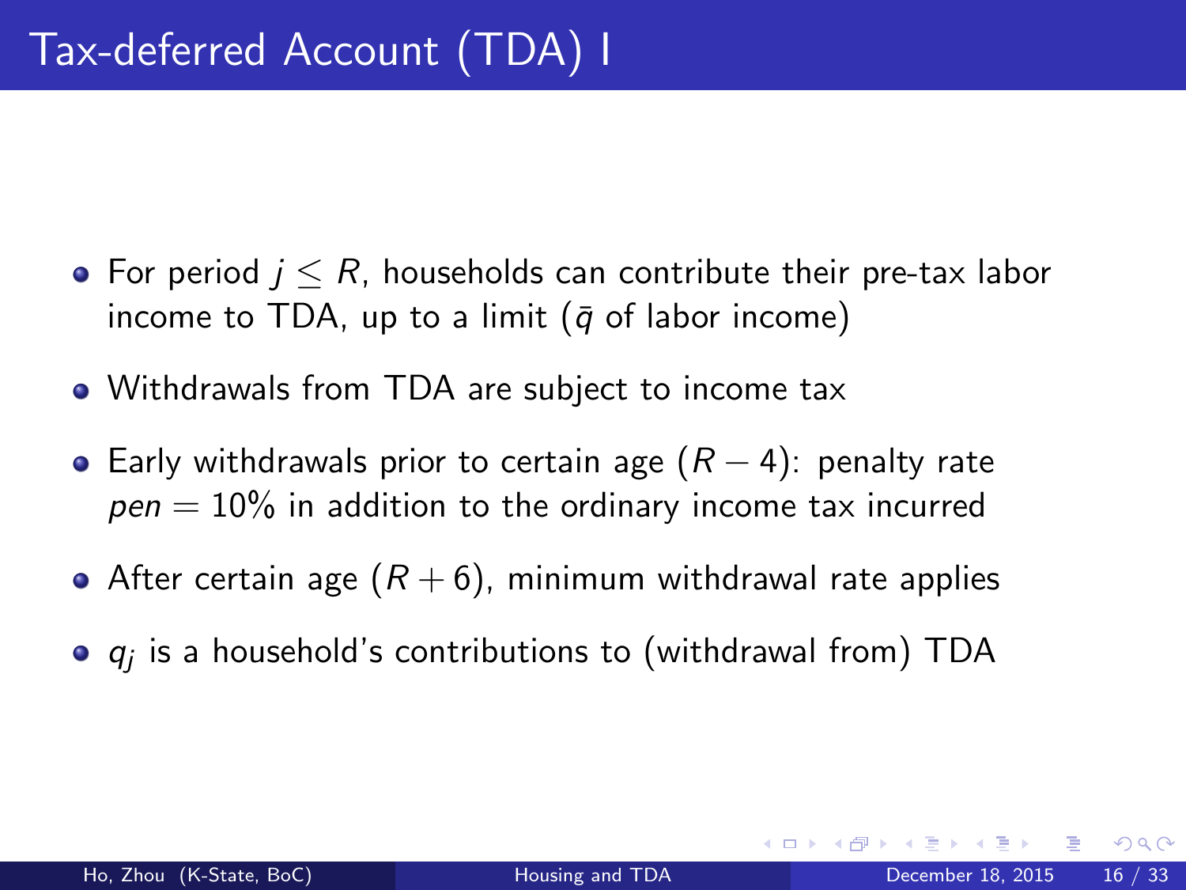# Tax-deferred Account (TDA) I

- For period $j \leq R$, households can contribute their pre-tax labor income to TDA, up to a limit ($\bar{q}$ of labor income)
- Withdrawals from TDA are subject to income tax
- Early withdrawals prior to certain age ($R - 4$): penalty rate $pen = 10\%$ in addition to the ordinary income tax incurred
- After certain age ($R + 6$), minimum withdrawal rate applies
- $q_j$ is a household's contributions to (withdrawal from) TDA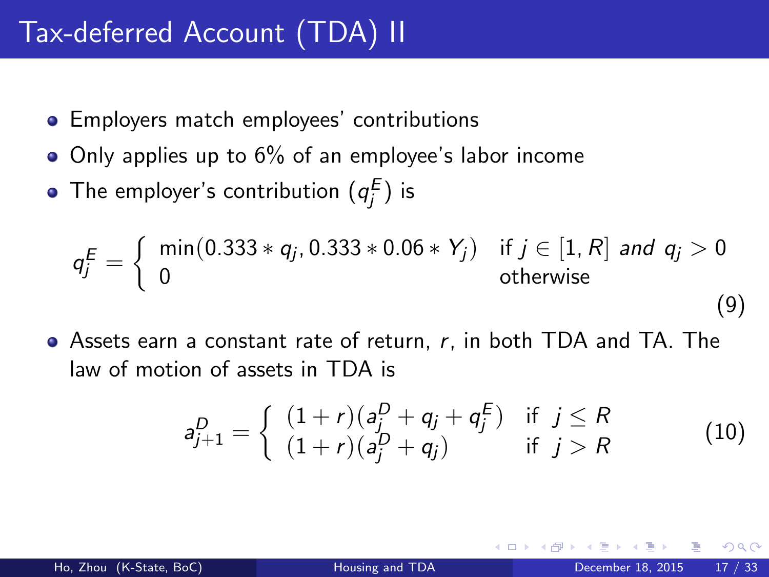# Tax-deferred Account (TDA) II

- Employers match employees' contributions
- Only applies up to 6% of an employee's labor income
- The employer's contribution ($q_j^E$) is

$$q_j^E = \begin{cases} \min(0.333 * q_j, 0.333 * 0.06 * Y_j) & \text{if } j \in [1, R] \textit{ and } q_j > 0 \\ 0 & \text{otherwise} \end{cases} \tag{9}$$

- Assets earn a constant rate of return, $r$, in both TDA and TA. The law of motion of assets in TDA is

$$a_{j+1}^D = \begin{cases} (1+r)(a_j^D + q_j + q_j^E) & \text{if } \ j \leq R \\ (1+r)(a_j^D + q_j) & \text{if } \ j > R \end{cases} \tag{10}$$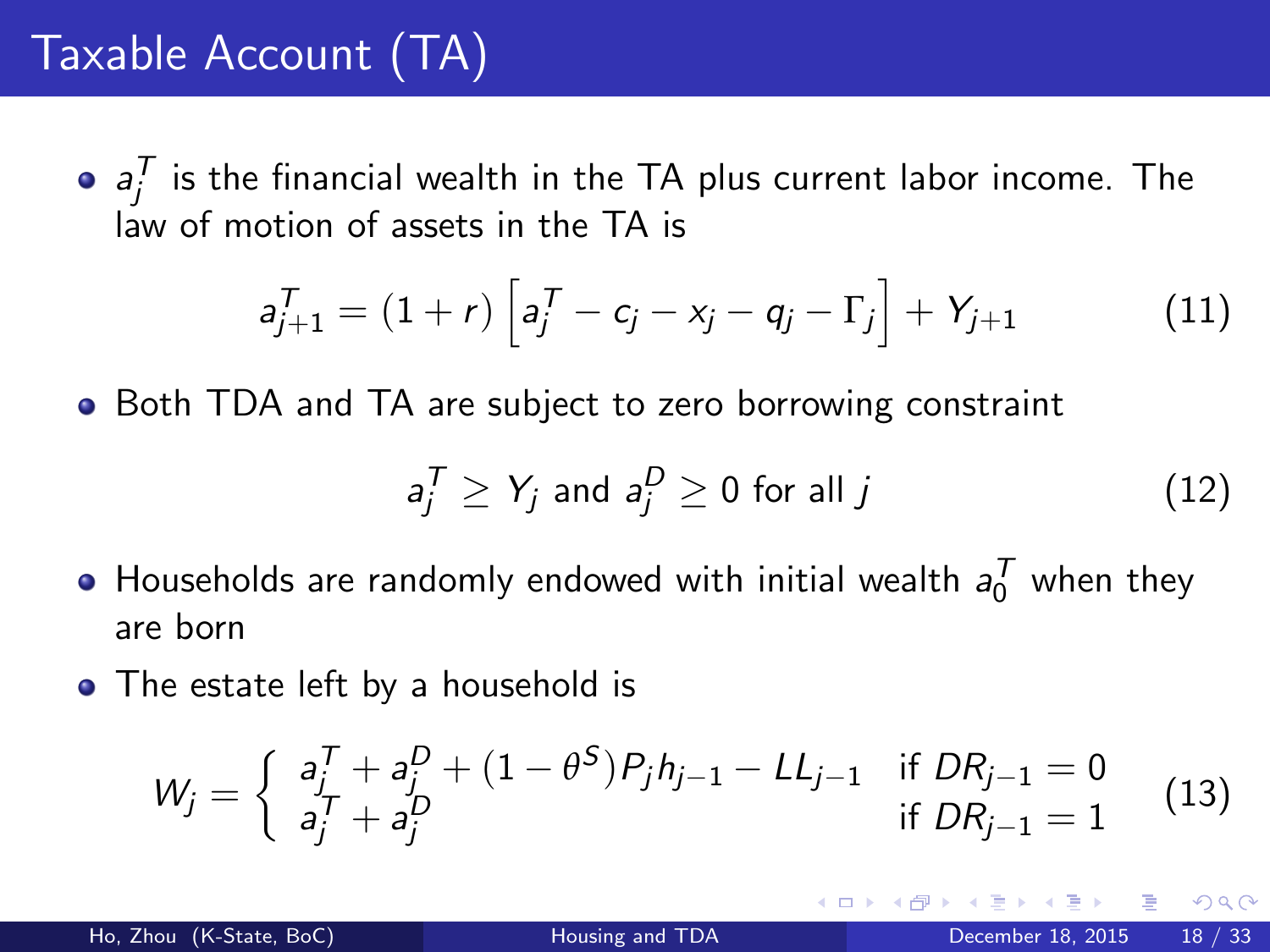# Taxable Account (TA)

- $a_j^T$ is the financial wealth in the TA plus current labor income. The law of motion of assets in the TA is

$$a_{j+1}^T = (1+r)\left[a_j^T - c_j - x_j - q_j - \Gamma_j\right] + Y_{j+1} \tag{11}$$

- Both TDA and TA are subject to zero borrowing constraint

$$a_j^T \geq Y_j \text{ and } a_j^D \geq 0 \text{ for all } j \tag{12}$$

- Households are randomly endowed with initial wealth $a_0^T$ when they are born
- The estate left by a household is

$$W_j = \begin{cases} a_j^T + a_j^D + (1-\theta^S)P_j h_{j-1} - LL_{j-1} & \text{if } DR_{j-1} = 0 \\ a_j^T + a_j^D & \text{if } DR_{j-1} = 1 \end{cases} \tag{13}$$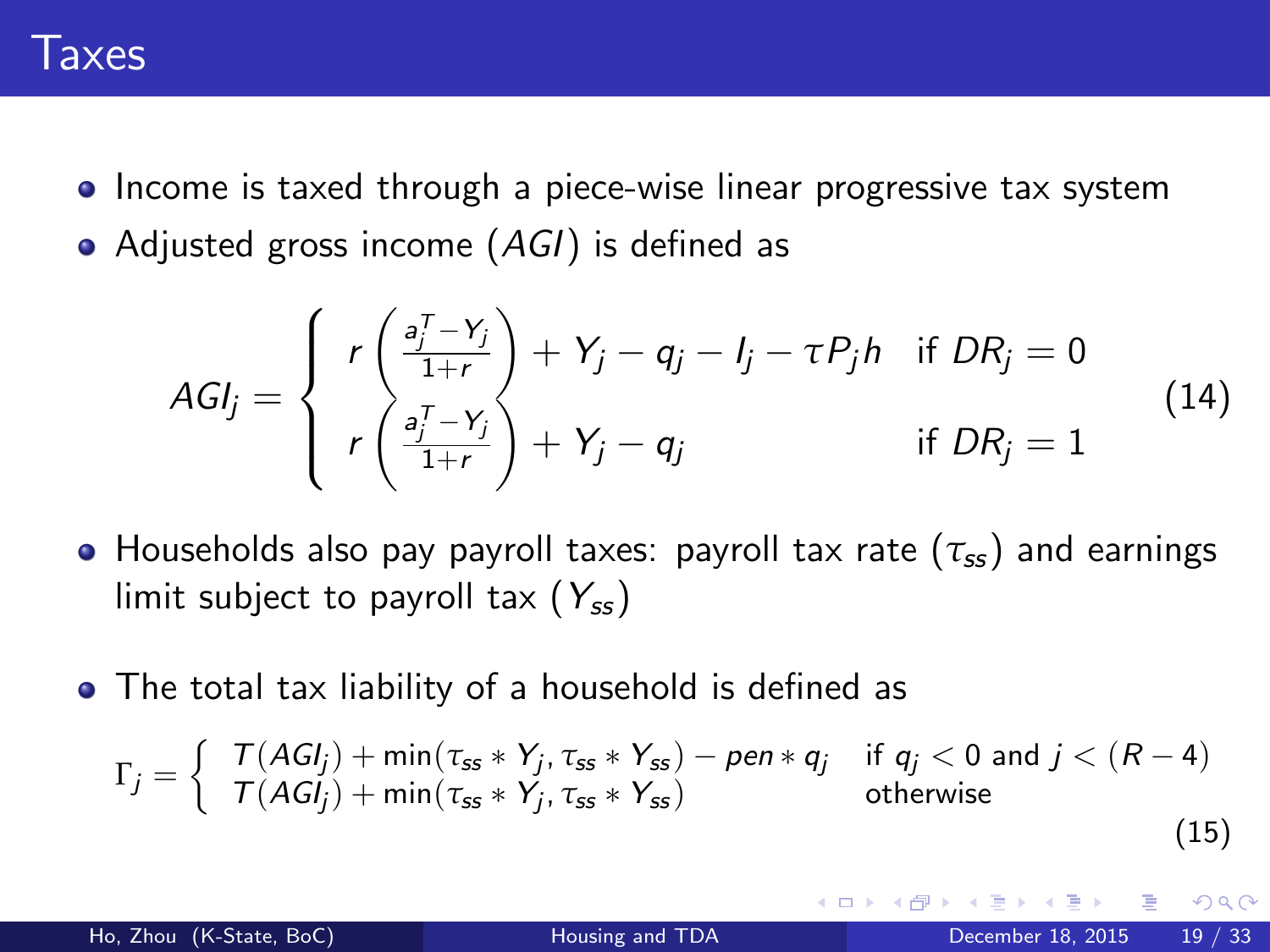# Taxes

- Income is taxed through a piece-wise linear progressive tax system
- Adjusted gross income ($AGI$) is defined as

$$AGI_j = \begin{cases} r\left(\frac{a_j^T - Y_j}{1+r}\right) + Y_j - q_j - I_j - \tau P_j h & \text{if } DR_j = 0 \\ r\left(\frac{a_j^T - Y_j}{1+r}\right) + Y_j - q_j & \text{if } DR_j = 1 \end{cases} \tag{14}$$

- Households also pay payroll taxes: payroll tax rate ($\tau_{ss}$) and earnings limit subject to payroll tax ($Y_{ss}$)
- The total tax liability of a household is defined as

$$\Gamma_j = \begin{cases} T(AGI_j) + \min(\tau_{ss} * Y_j, \tau_{ss} * Y_{ss}) - pen * q_j & \text{if } q_j < 0 \text{ and } j < (R-4) \\ T(AGI_j) + \min(\tau_{ss} * Y_j, \tau_{ss} * Y_{ss}) & \text{otherwise} \end{cases} \tag{15}$$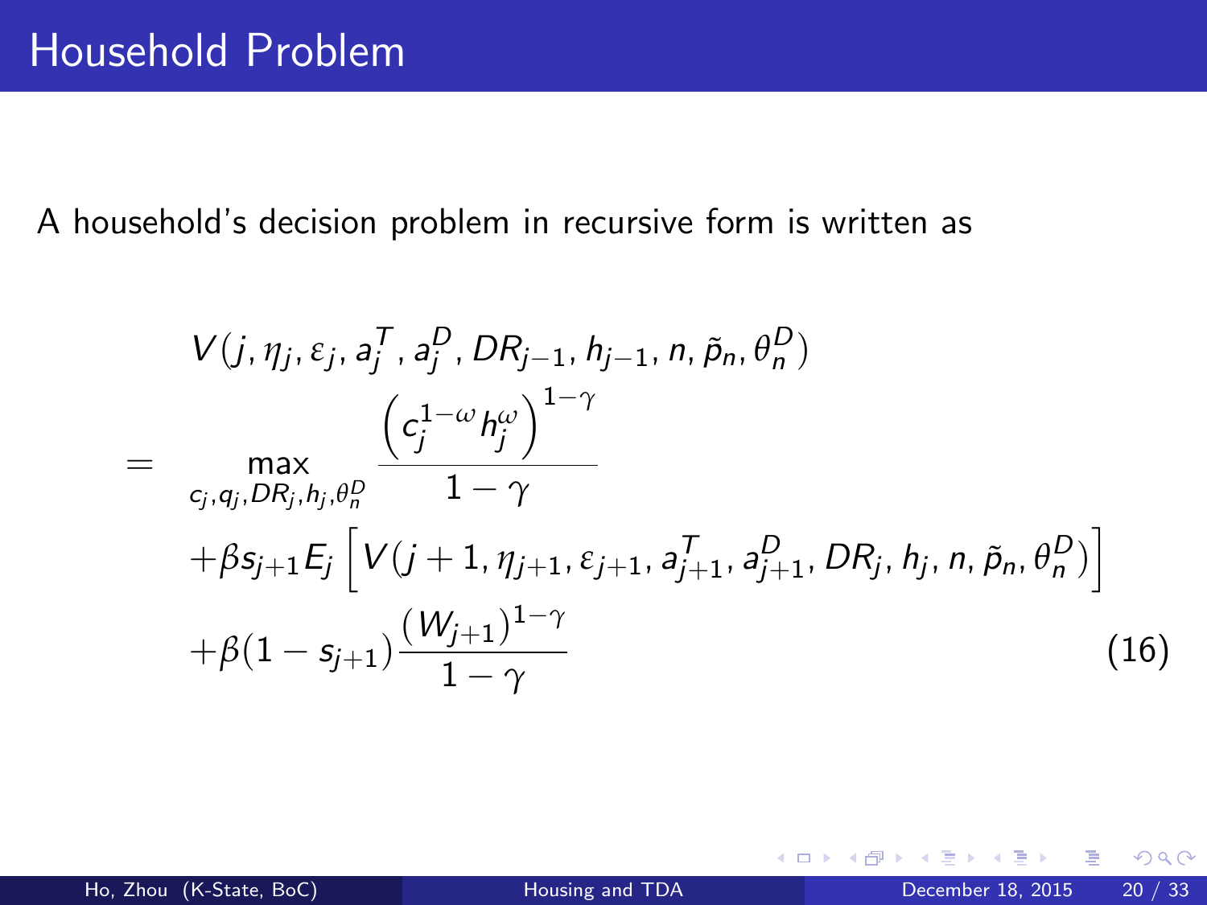# Household Problem

A household's decision problem in recursive form is written as

$$
\begin{aligned}
& V(j, \eta_j, \varepsilon_j, a_j^T, a_j^D, DR_{j-1}, h_{j-1}, n, \tilde{p}_n, \theta_n^D) \\
= \quad & \max_{c_j, q_j, DR_j, h_j, \theta_n^D} \frac{\left(c_j^{1-\omega} h_j^{\omega}\right)^{1-\gamma}}{1-\gamma} \\
& + \beta s_{j+1} E_j \left[ V(j+1, \eta_{j+1}, \varepsilon_{j+1}, a_{j+1}^T, a_{j+1}^D, DR_j, h_j, n, \tilde{p}_n, \theta_n^D) \right] \\
& + \beta(1 - s_{j+1}) \frac{(W_{j+1})^{1-\gamma}}{1-\gamma}
\end{aligned}
\tag{16}
$$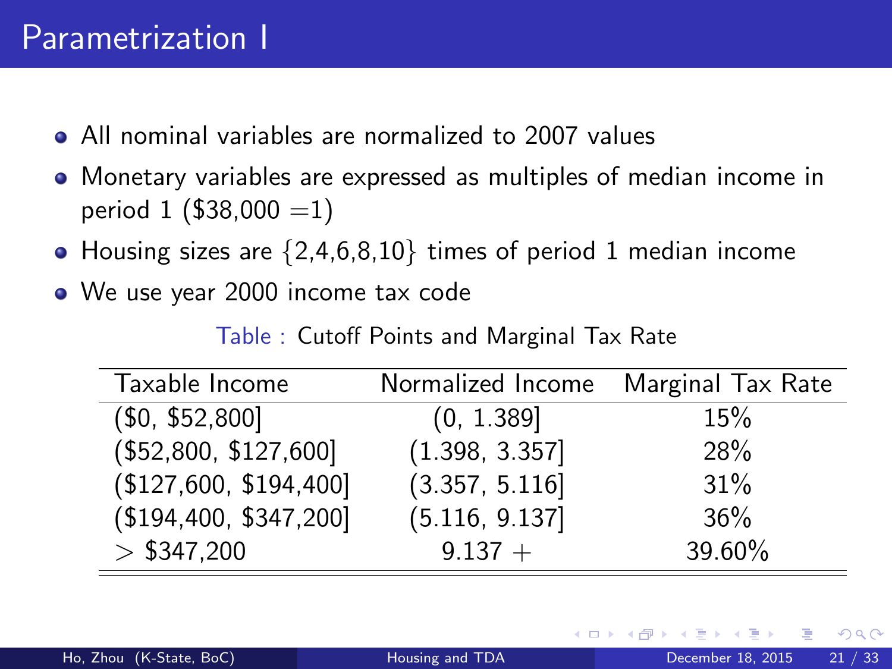# Parametrization I

- All nominal variables are normalized to 2007 values
- Monetary variables are expressed as multiples of median income in period 1 (\$38,000 =1)
- Housing sizes are $\{2,4,6,8,10\}$ times of period 1 median income
- We use year 2000 income tax code

Table : Cutoff Points and Marginal Tax Rate

| Taxable Income | Normalized Income | Marginal Tax Rate |
|---|---|---|
| (\$0, \$52,800] | (0, 1.389] | 15% |
| (\$52,800, \$127,600] | (1.398, 3.357] | 28% |
| (\$127,600, \$194,400] | (3.357, 5.116] | 31% |
| (\$194,400, \$347,200] | (5.116, 9.137] | 36% |
| > \$347,200 | 9.137 + | 39.60% |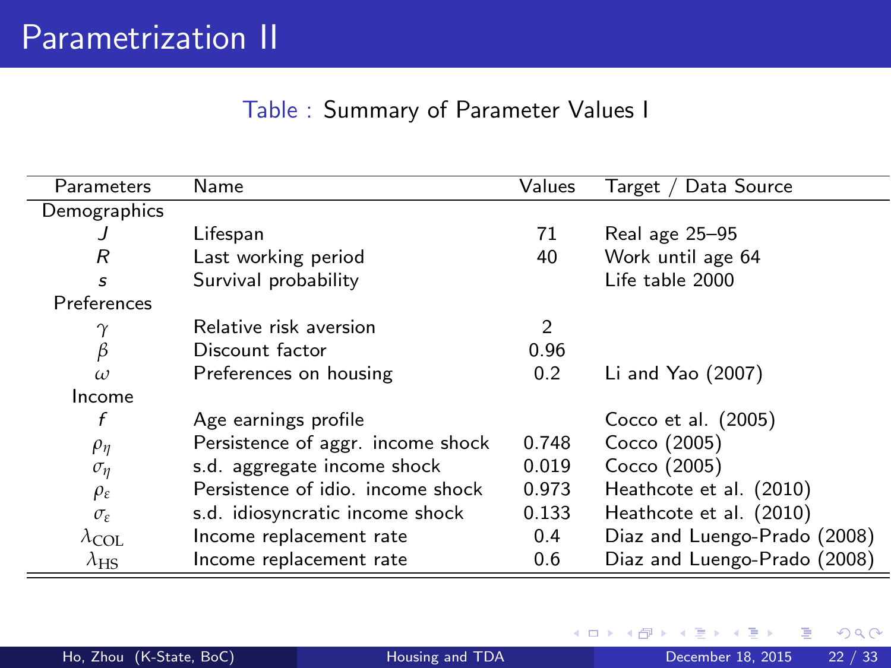# Parametrization II

Table : Summary of Parameter Values I

| Parameters | Name | Values | Target / Data Source |
|---|---|---|---|
| Demographics | | | |
| $J$ | Lifespan | 71 | Real age 25–95 |
| $R$ | Last working period | 40 | Work until age 64 |
| $s$ | Survival probability | | Life table 2000 |
| Preferences | | | |
| $\gamma$ | Relative risk aversion | 2 | |
| $\beta$ | Discount factor | 0.96 | |
| $\omega$ | Preferences on housing | 0.2 | Li and Yao (2007) |
| Income | | | |
| $f$ | Age earnings profile | | Cocco et al. (2005) |
| $\rho_\eta$ | Persistence of aggr. income shock | 0.748 | Cocco (2005) |
| $\sigma_\eta$ | s.d. aggregate income shock | 0.019 | Cocco (2005) |
| $\rho_\varepsilon$ | Persistence of idio. income shock | 0.973 | Heathcote et al. (2010) |
| $\sigma_\varepsilon$ | s.d. idiosyncratic income shock | 0.133 | Heathcote et al. (2010) |
| $\lambda_{\text{COL}}$ | Income replacement rate | 0.4 | Diaz and Luengo-Prado (2008) |
| $\lambda_{\text{HS}}$ | Income replacement rate | 0.6 | Diaz and Luengo-Prado (2008) |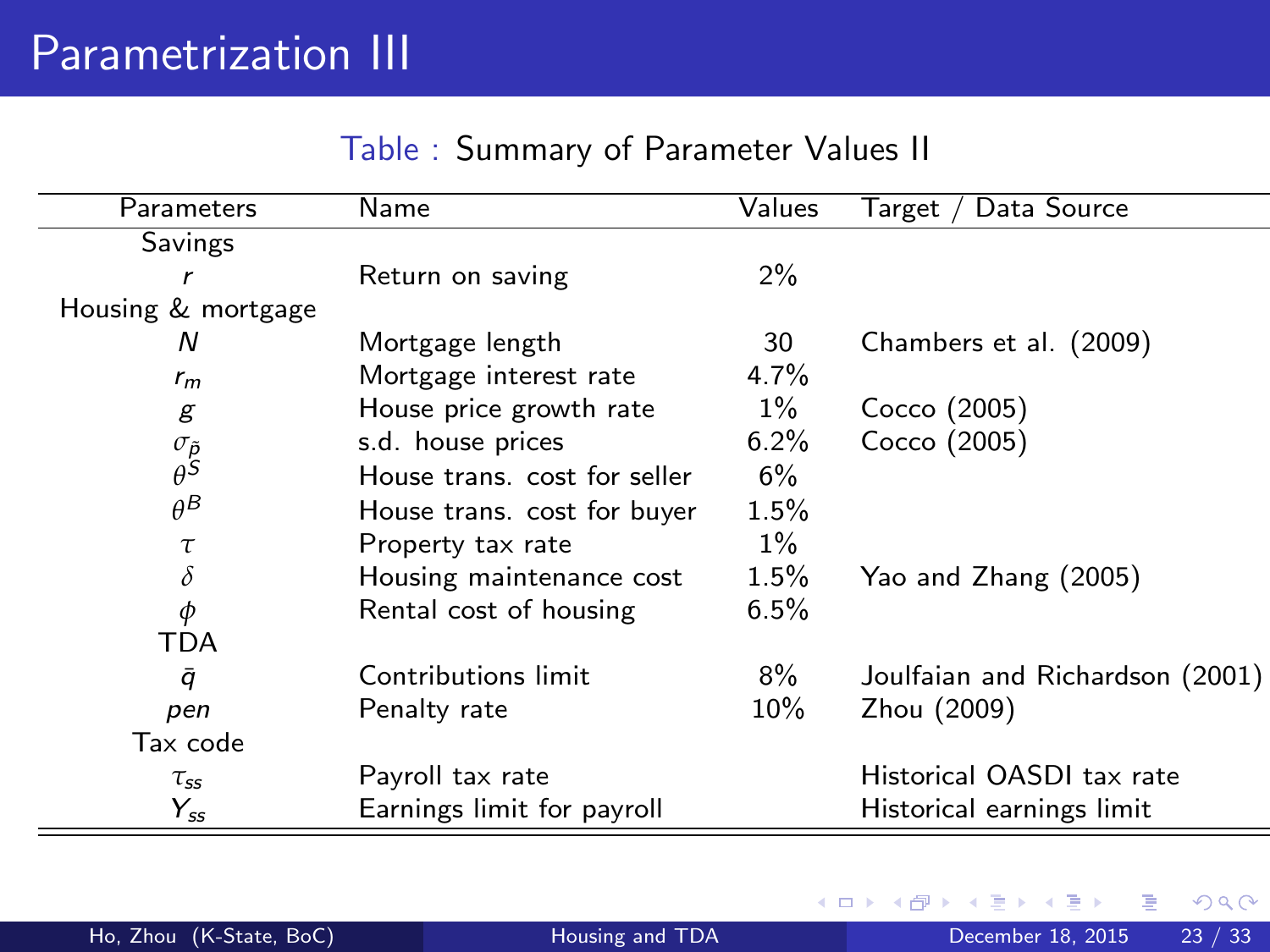# Parametrization III

Table : Summary of Parameter Values II

| Parameters | Name | Values | Target / Data Source |
|---|---|---|---|
| Savings | | | |
| $r$ | Return on saving | 2% | |
| Housing & mortgage | | | |
| $N$ | Mortgage length | 30 | Chambers et al. (2009) |
| $r_m$ | Mortgage interest rate | 4.7% | |
| $g$ | House price growth rate | 1% | Cocco (2005) |
| $\sigma_{\tilde{p}}$ | s.d. house prices | 6.2% | Cocco (2005) |
| $\theta^S$ | House trans. cost for seller | 6% | |
| $\theta^B$ | House trans. cost for buyer | 1.5% | |
| $\tau$ | Property tax rate | 1% | |
| $\delta$ | Housing maintenance cost | 1.5% | Yao and Zhang (2005) |
| $\phi$ | Rental cost of housing | 6.5% | |
| TDA | | | |
| $\bar{q}$ | Contributions limit | 8% | Joulfaian and Richardson (2001) |
| $pen$ | Penalty rate | 10% | Zhou (2009) |
| Tax code | | | |
| $\tau_{ss}$ | Payroll tax rate | | Historical OASDI tax rate |
| $Y_{ss}$ | Earnings limit for payroll | | Historical earnings limit |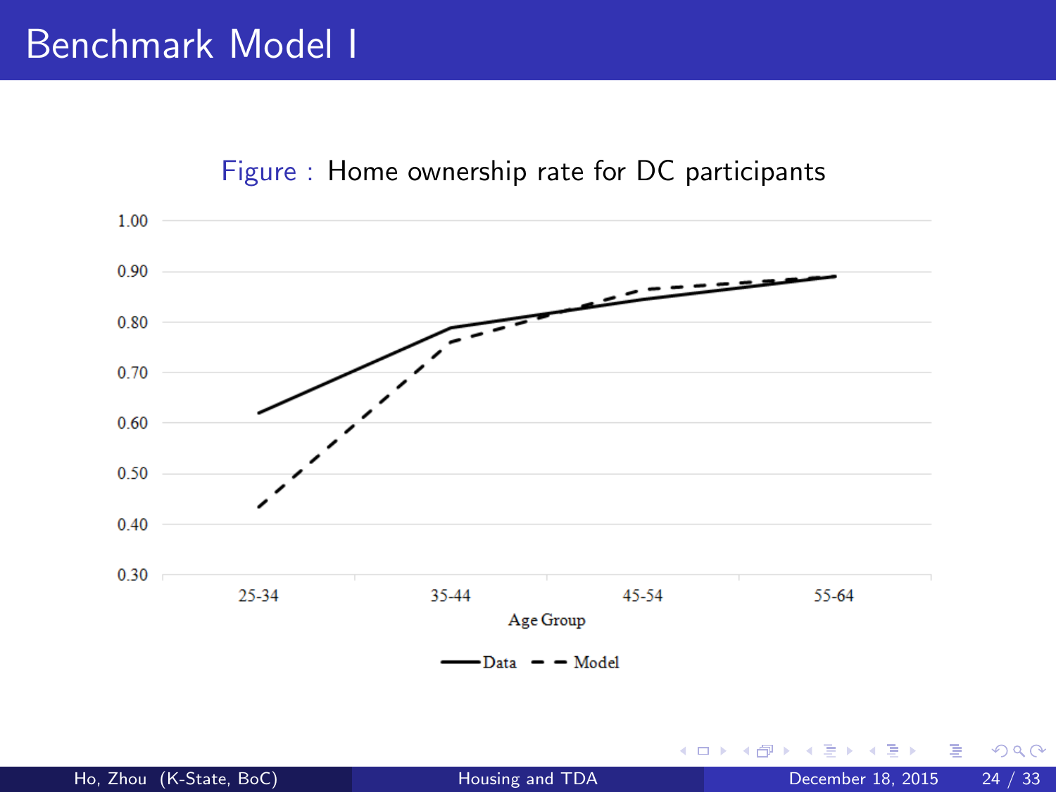# Benchmark Model I

Figure : Home ownership rate for DC participants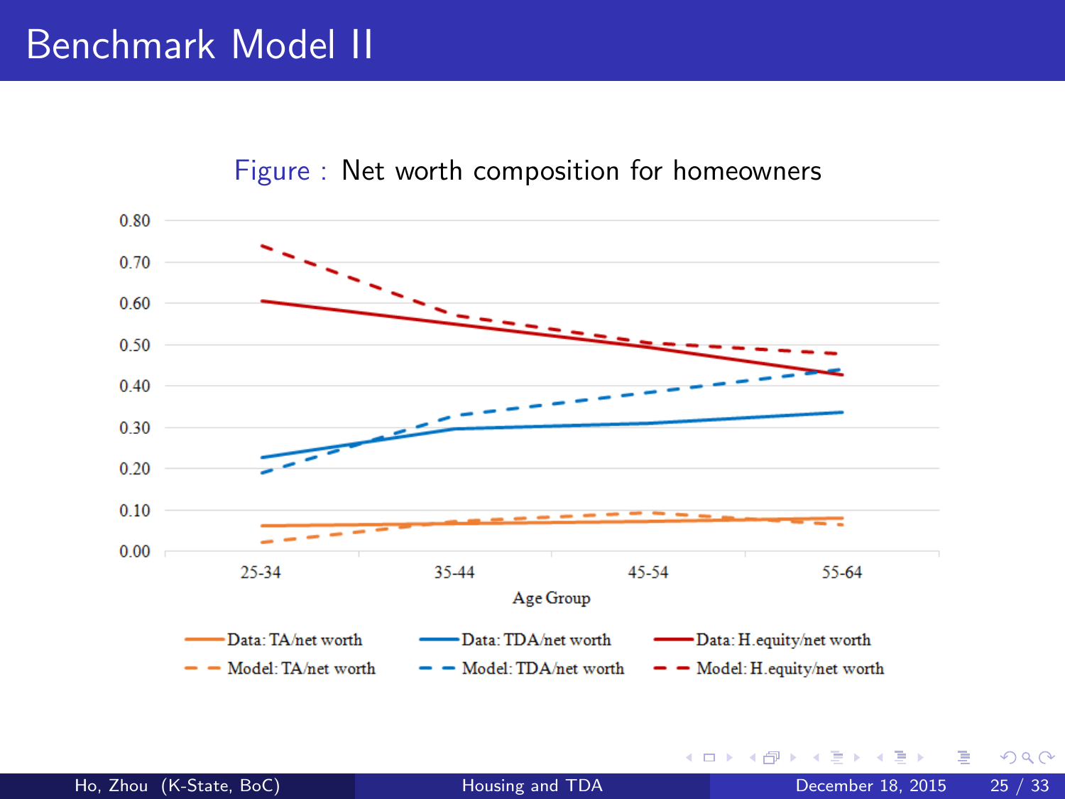# Benchmark Model II

Figure : Net worth composition for homeowners

Legend: Data: TA/net worth; Data: TDA/net worth; Data: H.equity/net worth; Model: TA/net worth; Model: TDA/net worth; Model: H.equity/net worth

Age Group: 25-34, 35-44, 45-54, 55-64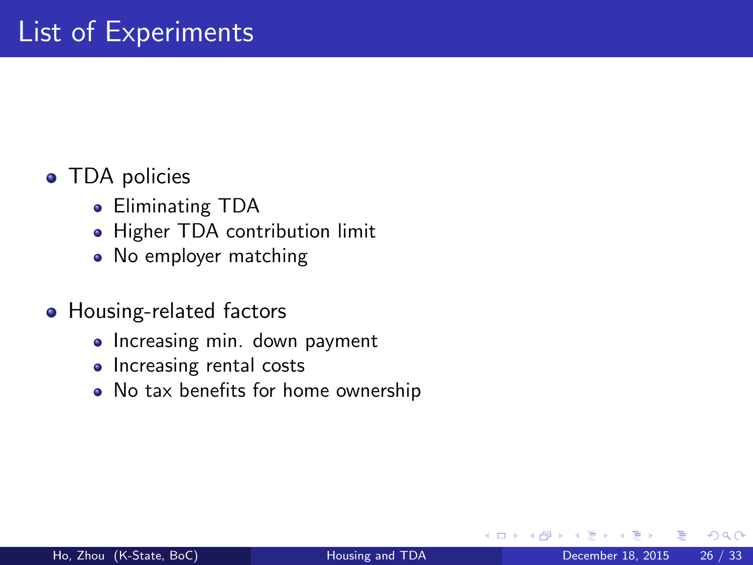# List of Experiments

- TDA policies
  - Eliminating TDA
  - Higher TDA contribution limit
  - No employer matching
- Housing-related factors
  - Increasing min. down payment
  - Increasing rental costs
  - No tax benefits for home ownership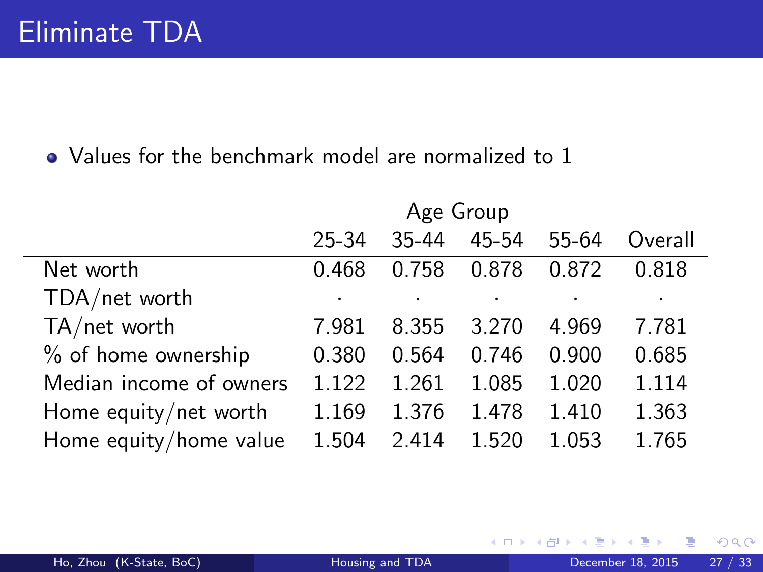# Eliminate TDA

- Values for the benchmark model are normalized to 1

| | Age Group | | | | |
|---|---|---|---|---|---|
| | 25-34 | 35-44 | 45-54 | 55-64 | Overall |
| Net worth | 0.468 | 0.758 | 0.878 | 0.872 | 0.818 |
| TDA/net worth | . | . | . | . | . |
| TA/net worth | 7.981 | 8.355 | 3.270 | 4.969 | 7.781 |
| % of home ownership | 0.380 | 0.564 | 0.746 | 0.900 | 0.685 |
| Median income of owners | 1.122 | 1.261 | 1.085 | 1.020 | 1.114 |
| Home equity/net worth | 1.169 | 1.376 | 1.478 | 1.410 | 1.363 |
| Home equity/home value | 1.504 | 2.414 | 1.520 | 1.053 | 1.765 |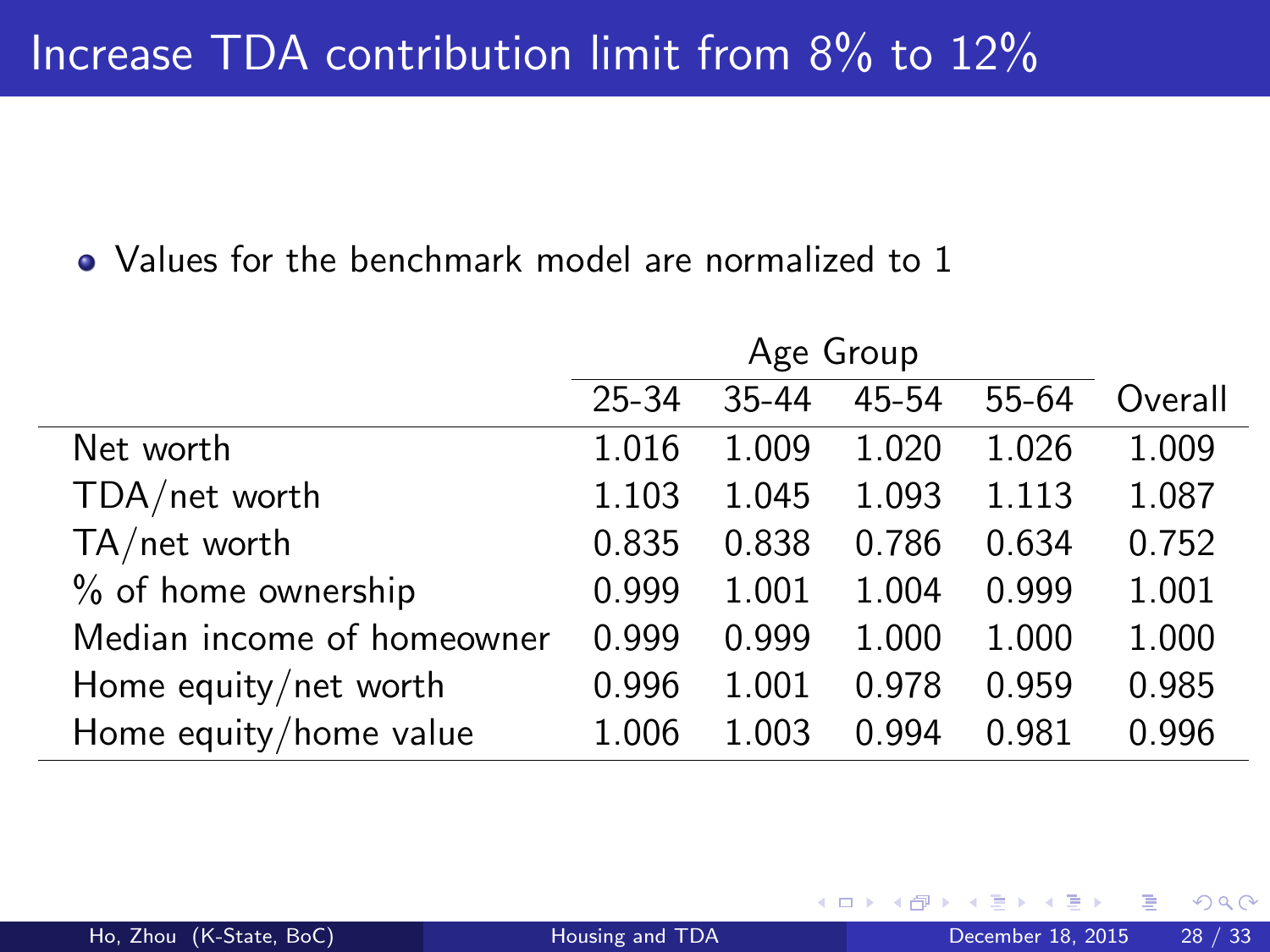# Increase TDA contribution limit from 8% to 12%

- Values for the benchmark model are normalized to 1

| | Age Group | | | | |
|---|---|---|---|---|---|
| | 25-34 | 35-44 | 45-54 | 55-64 | Overall |
| Net worth | 1.016 | 1.009 | 1.020 | 1.026 | 1.009 |
| TDA/net worth | 1.103 | 1.045 | 1.093 | 1.113 | 1.087 |
| TA/net worth | 0.835 | 0.838 | 0.786 | 0.634 | 0.752 |
| % of home ownership | 0.999 | 1.001 | 1.004 | 0.999 | 1.001 |
| Median income of homeowner | 0.999 | 0.999 | 1.000 | 1.000 | 1.000 |
| Home equity/net worth | 0.996 | 1.001 | 0.978 | 0.959 | 0.985 |
| Home equity/home value | 1.006 | 1.003 | 0.994 | 0.981 | 0.996 |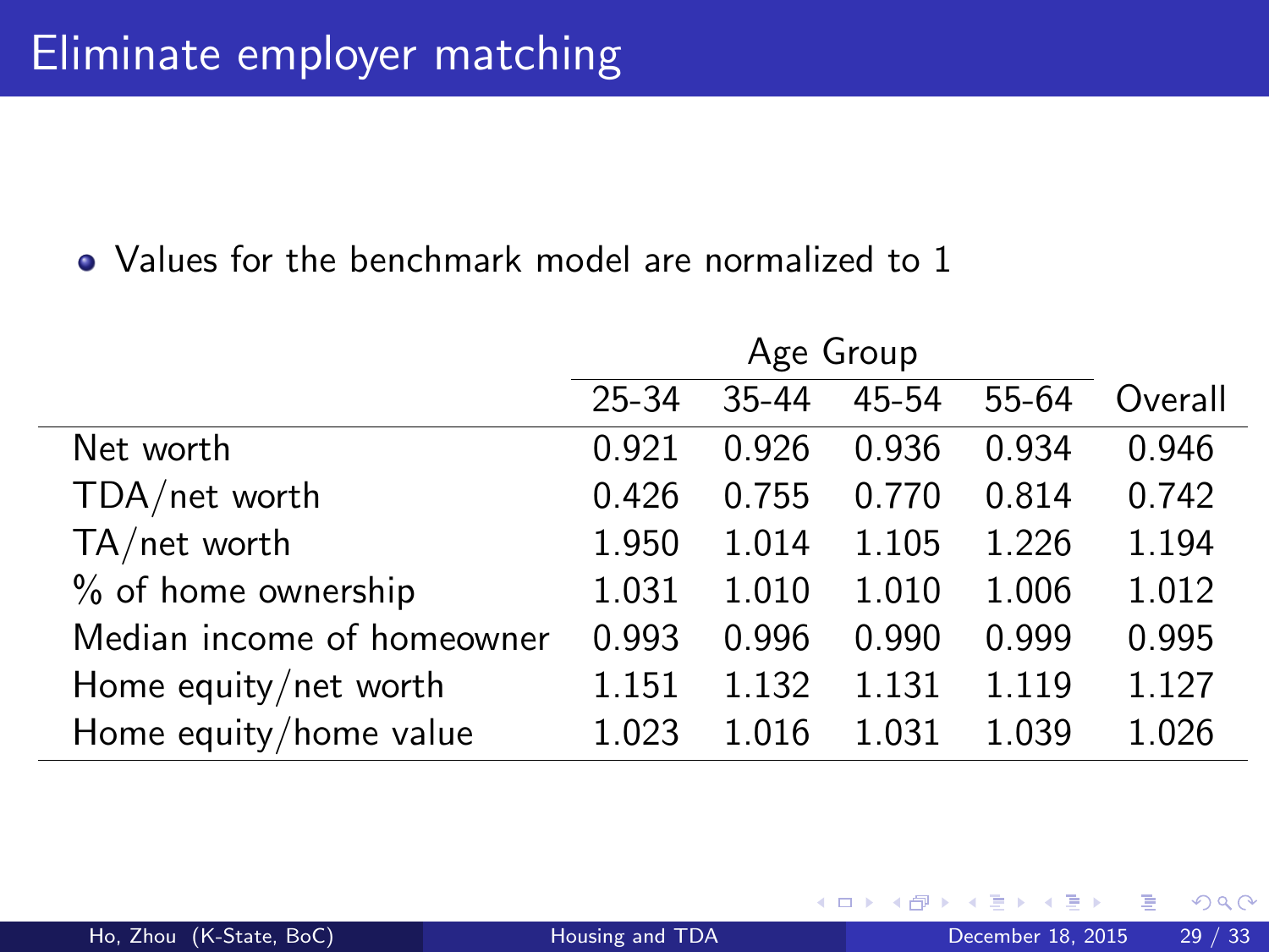# Eliminate employer matching

- Values for the benchmark model are normalized to 1

| | Age Group | | | | |
|---|---|---|---|---|---|
| | 25-34 | 35-44 | 45-54 | 55-64 | Overall |
| Net worth | 0.921 | 0.926 | 0.936 | 0.934 | 0.946 |
| TDA/net worth | 0.426 | 0.755 | 0.770 | 0.814 | 0.742 |
| TA/net worth | 1.950 | 1.014 | 1.105 | 1.226 | 1.194 |
| % of home ownership | 1.031 | 1.010 | 1.010 | 1.006 | 1.012 |
| Median income of homeowner | 0.993 | 0.996 | 0.990 | 0.999 | 0.995 |
| Home equity/net worth | 1.151 | 1.132 | 1.131 | 1.119 | 1.127 |
| Home equity/home value | 1.023 | 1.016 | 1.031 | 1.039 | 1.026 |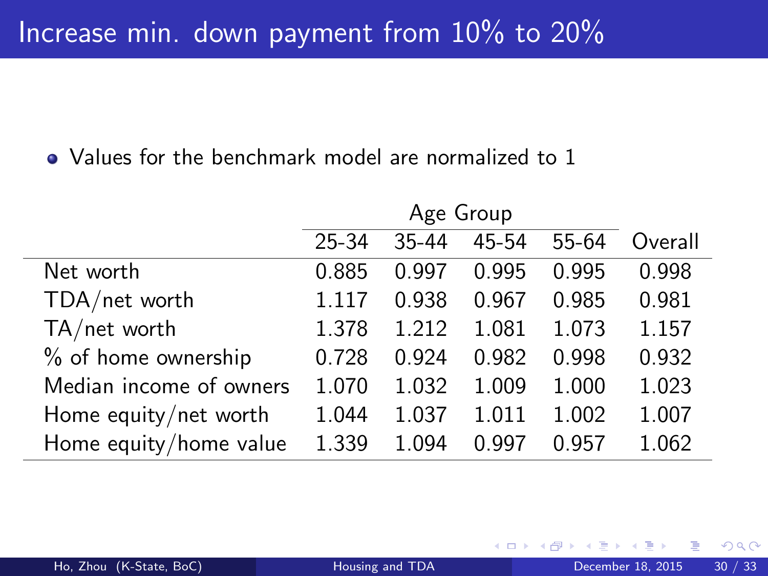# Increase min. down payment from 10% to 20%

- Values for the benchmark model are normalized to 1

| | Age Group | | | | |
|---|---|---|---|---|---|
| | 25-34 | 35-44 | 45-54 | 55-64 | Overall |
| Net worth | 0.885 | 0.997 | 0.995 | 0.995 | 0.998 |
| TDA/net worth | 1.117 | 0.938 | 0.967 | 0.985 | 0.981 |
| TA/net worth | 1.378 | 1.212 | 1.081 | 1.073 | 1.157 |
| % of home ownership | 0.728 | 0.924 | 0.982 | 0.998 | 0.932 |
| Median income of owners | 1.070 | 1.032 | 1.009 | 1.000 | 1.023 |
| Home equity/net worth | 1.044 | 1.037 | 1.011 | 1.002 | 1.007 |
| Home equity/home value | 1.339 | 1.094 | 0.997 | 0.957 | 1.062 |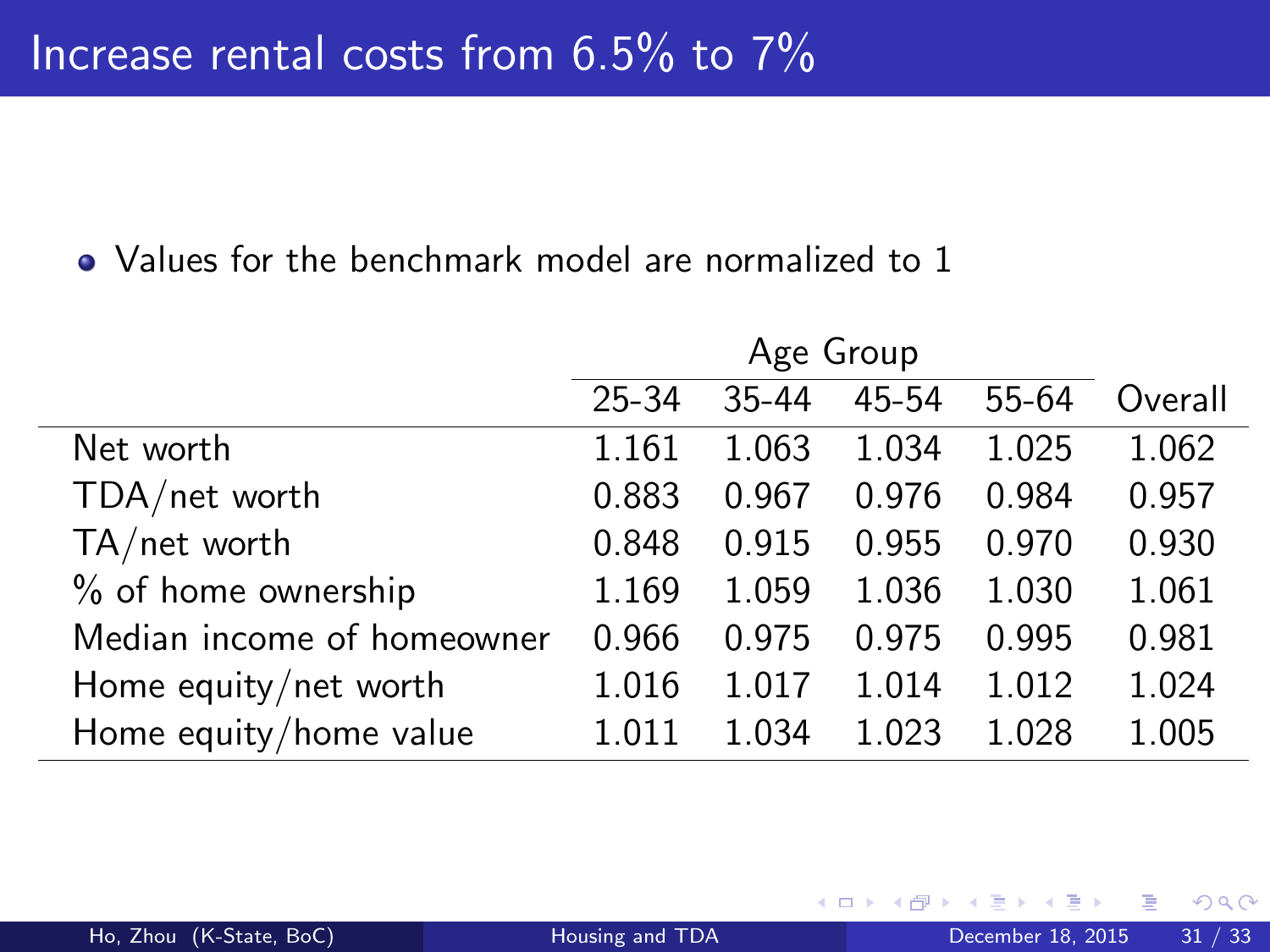# Increase rental costs from 6.5% to 7%

- Values for the benchmark model are normalized to 1

| | Age Group | | | | |
|---|---|---|---|---|---|
| | 25-34 | 35-44 | 45-54 | 55-64 | Overall |
| Net worth | 1.161 | 1.063 | 1.034 | 1.025 | 1.062 |
| TDA/net worth | 0.883 | 0.967 | 0.976 | 0.984 | 0.957 |
| TA/net worth | 0.848 | 0.915 | 0.955 | 0.970 | 0.930 |
| % of home ownership | 1.169 | 1.059 | 1.036 | 1.030 | 1.061 |
| Median income of homeowner | 0.966 | 0.975 | 0.975 | 0.995 | 0.981 |
| Home equity/net worth | 1.016 | 1.017 | 1.014 | 1.012 | 1.024 |
| Home equity/home value | 1.011 | 1.034 | 1.023 | 1.028 | 1.005 |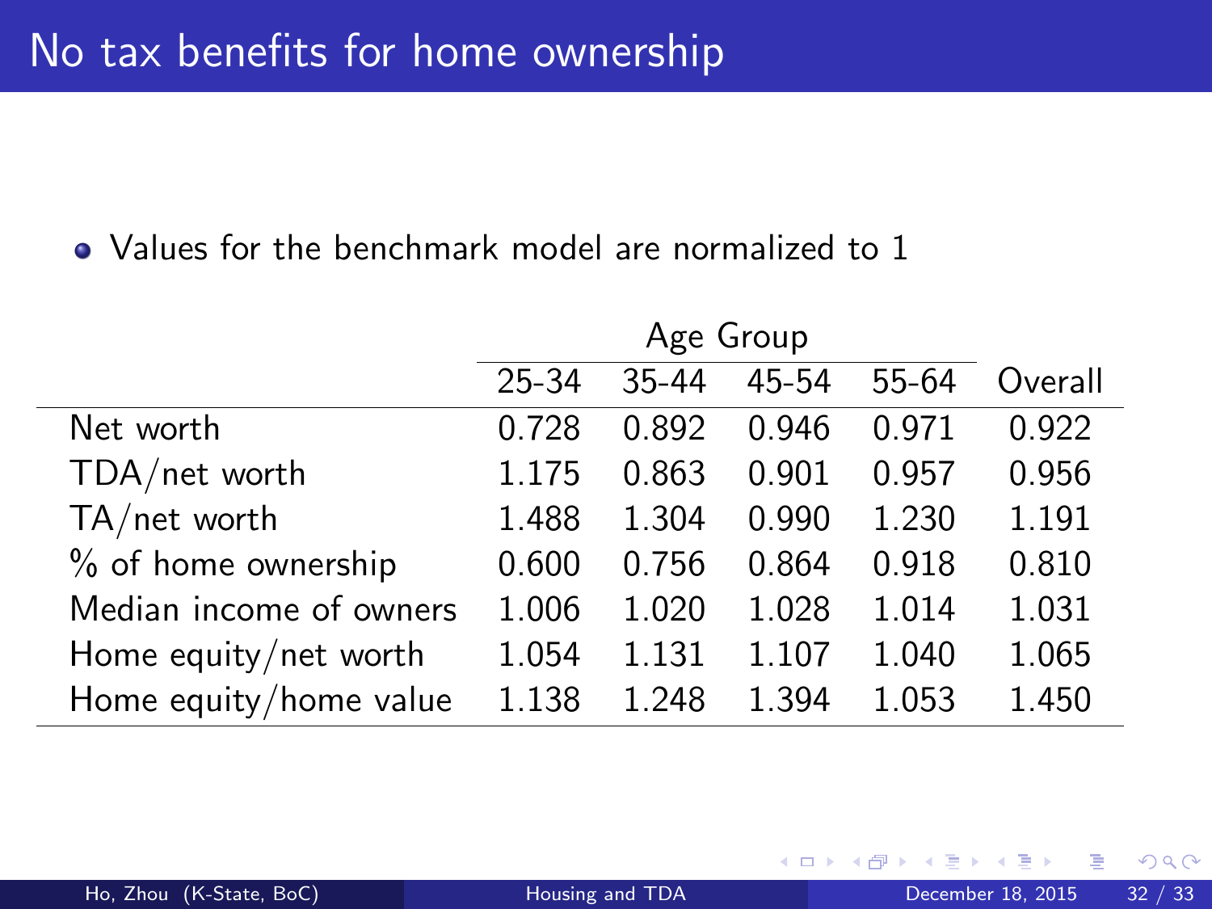# No tax benefits for home ownership

- Values for the benchmark model are normalized to 1

| | Age Group | | | | |
|---|---|---|---|---|---|
| | 25-34 | 35-44 | 45-54 | 55-64 | Overall |
| Net worth | 0.728 | 0.892 | 0.946 | 0.971 | 0.922 |
| TDA/net worth | 1.175 | 0.863 | 0.901 | 0.957 | 0.956 |
| TA/net worth | 1.488 | 1.304 | 0.990 | 1.230 | 1.191 |
| % of home ownership | 0.600 | 0.756 | 0.864 | 0.918 | 0.810 |
| Median income of owners | 1.006 | 1.020 | 1.028 | 1.014 | 1.031 |
| Home equity/net worth | 1.054 | 1.131 | 1.107 | 1.040 | 1.065 |
| Home equity/home value | 1.138 | 1.248 | 1.394 | 1.053 | 1.450 |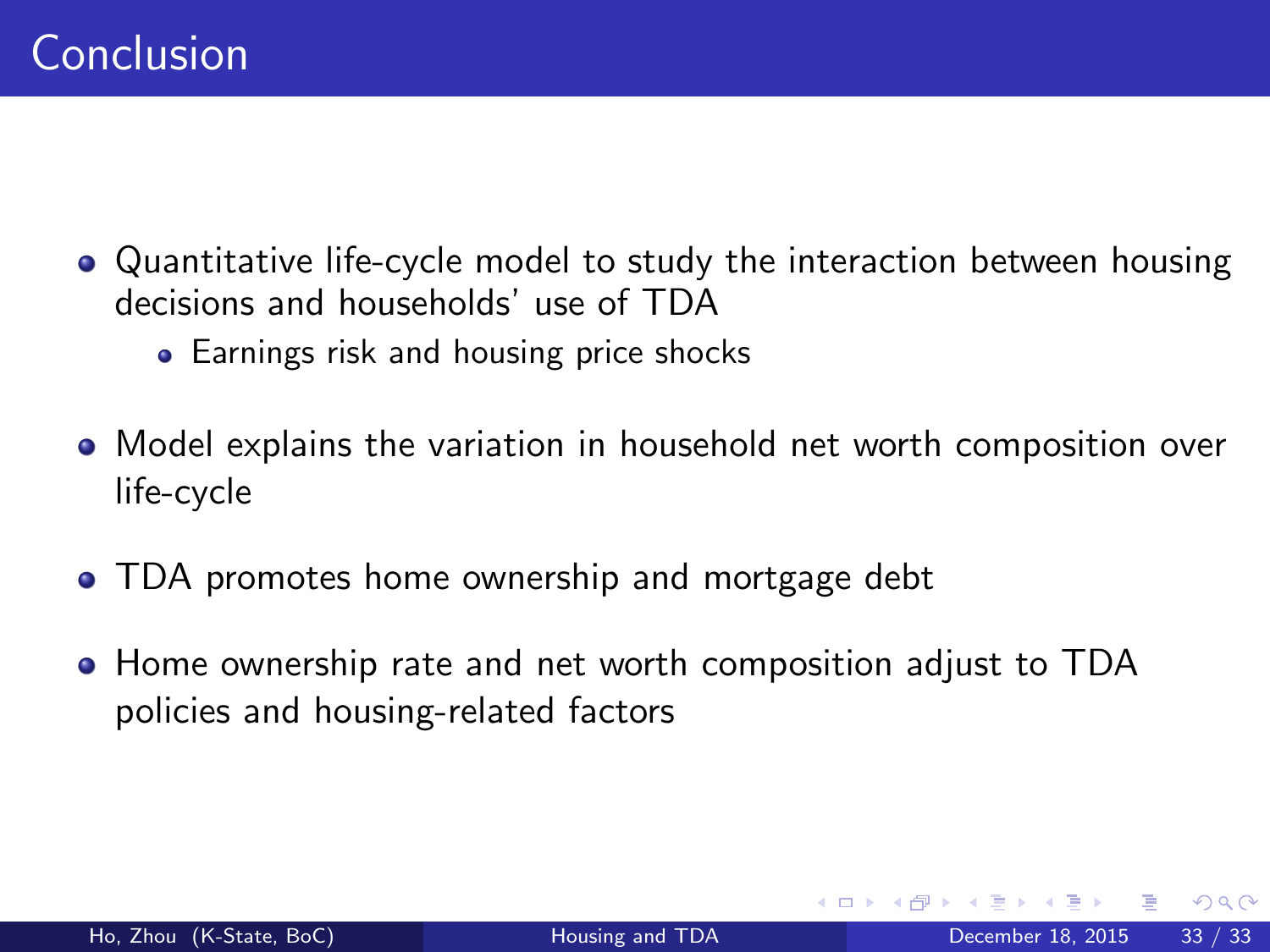# Conclusion

- Quantitative life-cycle model to study the interaction between housing decisions and households' use of TDA
  - Earnings risk and housing price shocks
- Model explains the variation in household net worth composition over life-cycle
- TDA promotes home ownership and mortgage debt
- Home ownership rate and net worth composition adjust to TDA policies and housing-related factors